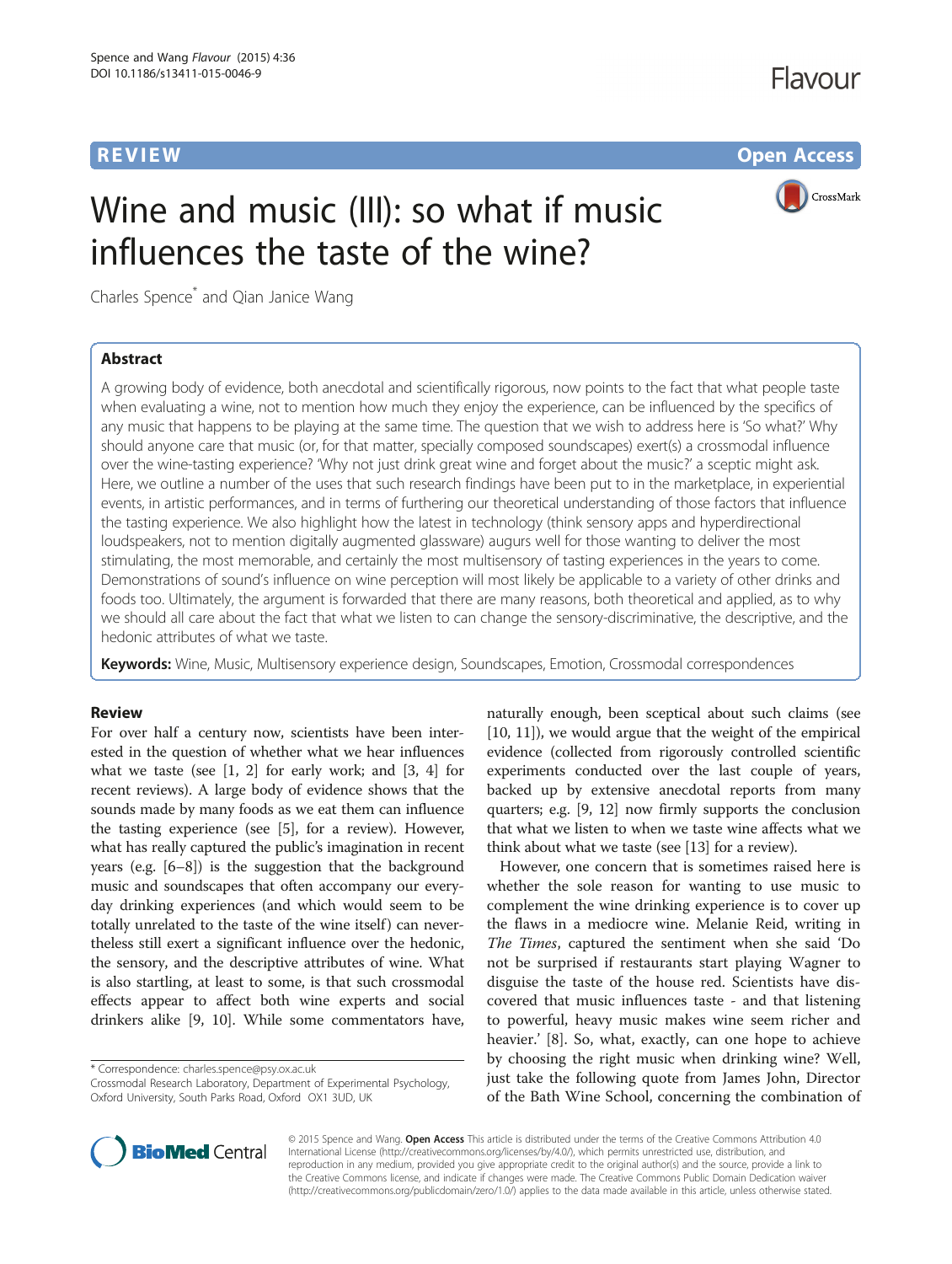REVIEW Open Access

# Wine and music (III): so what if music influences the taste of the wine?

Charles Spence* and Qian Janice Wang

## Abstract

A growing body of evidence, both anecdotal and scientifically rigorous, now points to the fact that what people taste when evaluating a wine, not to mention how much they enjoy the experience, can be influenced by the specifics of any music that happens to be playing at the same time. The question that we wish to address here is 'So what?' Why should anyone care that music (or, for that matter, specially composed soundscapes) exert(s) a crossmodal influence over the wine-tasting experience? 'Why not just drink great wine and forget about the music?' a sceptic might ask. Here, we outline a number of the uses that such research findings have been put to in the marketplace, in experiential events, in artistic performances, and in terms of furthering our theoretical understanding of those factors that influence the tasting experience. We also highlight how the latest in technology (think sensory apps and hyperdirectional loudspeakers, not to mention digitally augmented glassware) augurs well for those wanting to deliver the most stimulating, the most memorable, and certainly the most multisensory of tasting experiences in the years to come. Demonstrations of sound's influence on wine perception will most likely be applicable to a variety of other drinks and foods too. Ultimately, the argument is forwarded that there are many reasons, both theoretical and applied, as to why we should all care about the fact that what we listen to can change the sensory-discriminative, the descriptive, and the hedonic attributes of what we taste.

**Keywords:** Wine, Music, Multisensory experience design, Soundscapes, Emotion, Crossmodal correspondences

## Review

For over half a century now, scientists have been interested in the question of whether what we hear influences what we taste (see [1, 2] for early work; and [3, 4] for recent reviews). A large body of evidence shows that the sounds made by many foods as we eat them can influence the tasting experience (see [5], for a review). However, what has really captured the public's imagination in recent years (e.g. [6–8]) is the suggestion that the background music and soundscapes that often accompany our everyday drinking experiences (and which would seem to be totally unrelated to the taste of the wine itself) can nevertheless still exert a significant influence over the hedonic, the sensory, and the descriptive attributes of wine. What is also startling, at least to some, is that such crossmodal effects appear to affect both wine experts and social drinkers alike [9, 10]. While some commentators have, naturally enough, been sceptical about such claims (see [10, 11]), we would argue that the weight of the empirical evidence (collected from rigorously controlled scientific experiments conducted over the last couple of years, backed up by extensive anecdotal reports from many quarters; e.g. [9, 12] now firmly supports the conclusion that what we listen to when we taste wine affects what we think about what we taste (see [13] for a review).

However, one concern that is sometimes raised here is whether the sole reason for wanting to use music to complement the wine drinking experience is to cover up the flaws in a mediocre wine. Melanie Reid, writing in *The Times*, captured the sentiment when she said 'Do not be surprised if restaurants start playing Wagner to disguise the taste of the house red. Scientists have discovered that music influences taste - and that listening to powerful, heavy music makes wine seem richer and heavier.' [8]. So, what, exactly, can one hope to achieve by choosing the right music when drinking wine? Well, just take the following quote from James John, Director of the Bath Wine School, concerning the combination of

* Correspondence: charles.spence@psy.ox.ac.uk
Crossmodal Research Laboratory, Department of Experimental Psychology, Oxford University, South Parks Road, Oxford OX1 3UD, UK

© 2015 Spence and Wang. **Open Access** This article is distributed under the terms of the Creative Commons Attribution 4.0 International License (http://creativecommons.org/licenses/by/4.0/), which permits unrestricted use, distribution, and reproduction in any medium, provided you give appropriate credit to the original author(s) and the source, provide a link to the Creative Commons license, and indicate if changes were made. The Creative Commons Public Domain Dedication waiver (http://creativecommons.org/publicdomain/zero/1.0/) applies to the data made available in this article, unless otherwise stated.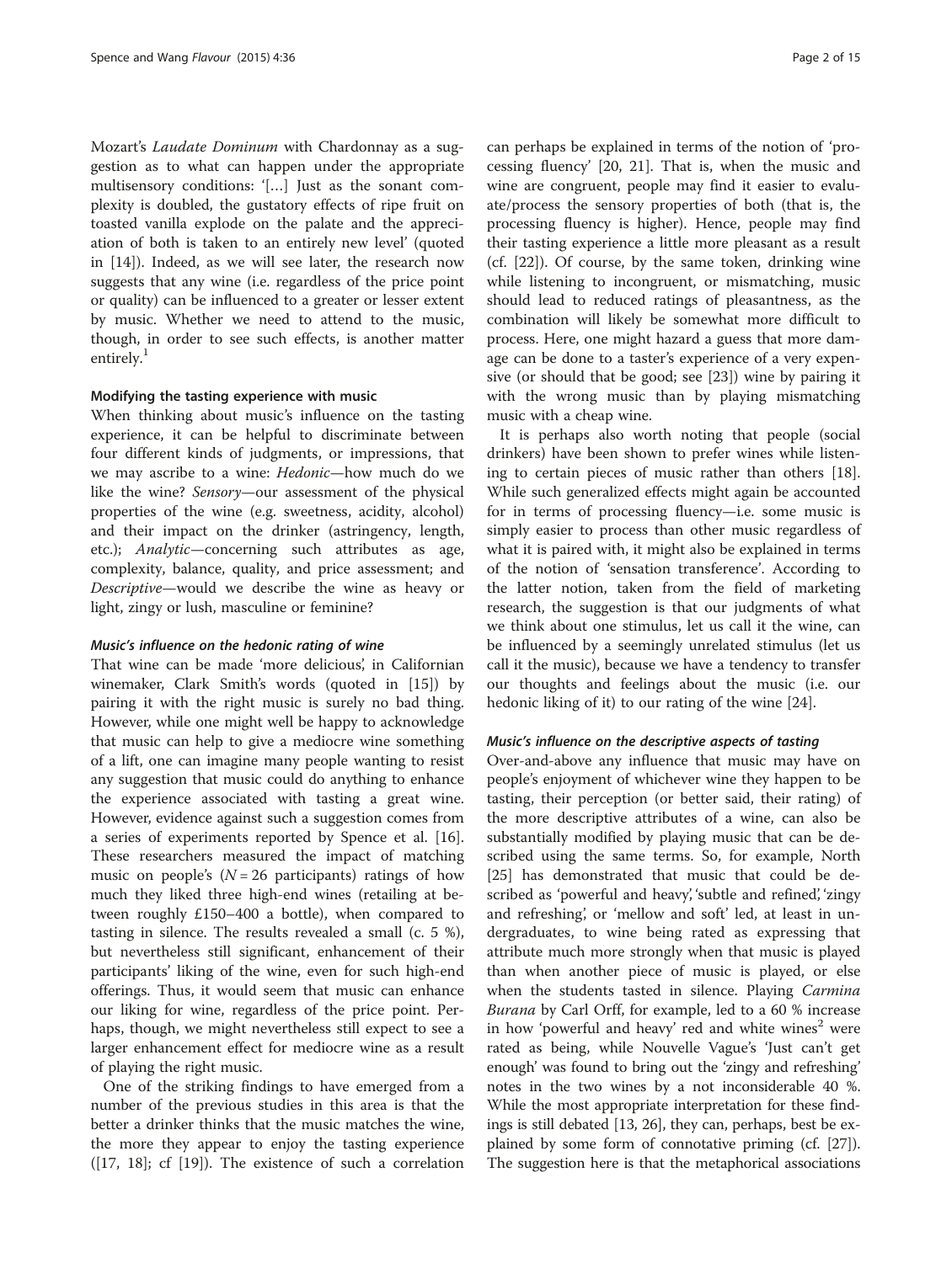Mozart's *Laudate Dominum* with Chardonnay as a suggestion as to what can happen under the appropriate multisensory conditions: '[…] Just as the sonant complexity is doubled, the gustatory effects of ripe fruit on toasted vanilla explode on the palate and the appreciation of both is taken to an entirely new level' (quoted in [14]). Indeed, as we will see later, the research now suggests that any wine (i.e. regardless of the price point or quality) can be influenced to a greater or lesser extent by music. Whether we need to attend to the music, though, in order to see such effects, is another matter entirely.[1]

### Modifying the tasting experience with music

When thinking about music's influence on the tasting experience, it can be helpful to discriminate between four different kinds of judgments, or impressions, that we may ascribe to a wine: *Hedonic*—how much do we like the wine? *Sensory*—our assessment of the physical properties of the wine (e.g. sweetness, acidity, alcohol) and their impact on the drinker (astringency, length, etc.); *Analytic*—concerning such attributes as age, complexity, balance, quality, and price assessment; and *Descriptive*—would we describe the wine as heavy or light, zingy or lush, masculine or feminine?

#### *Music's influence on the hedonic rating of wine*

That wine can be made 'more delicious', in Californian winemaker, Clark Smith's words (quoted in [15]) by pairing it with the right music is surely no bad thing. However, while one might well be happy to acknowledge that music can help to give a mediocre wine something of a lift, one can imagine many people wanting to resist any suggestion that music could do anything to enhance the experience associated with tasting a great wine. However, evidence against such a suggestion comes from a series of experiments reported by Spence et al. [16]. These researchers measured the impact of matching music on people's ($N = 26$ participants) ratings of how much they liked three high-end wines (retailing at between roughly £150–400 a bottle), when compared to tasting in silence. The results revealed a small (c. 5 %), but nevertheless still significant, enhancement of their participants' liking of the wine, even for such high-end offerings. Thus, it would seem that music can enhance our liking for wine, regardless of the price point. Perhaps, though, we might nevertheless still expect to see a larger enhancement effect for mediocre wine as a result of playing the right music.

One of the striking findings to have emerged from a number of the previous studies in this area is that the better a drinker thinks that the music matches the wine, the more they appear to enjoy the tasting experience ([17, 18]; cf [19]). The existence of such a correlation can perhaps be explained in terms of the notion of 'processing fluency' [20, 21]. That is, when the music and wine are congruent, people may find it easier to evaluate/process the sensory properties of both (that is, the processing fluency is higher). Hence, people may find their tasting experience a little more pleasant as a result (cf. [22]). Of course, by the same token, drinking wine while listening to incongruent, or mismatching, music should lead to reduced ratings of pleasantness, as the combination will likely be somewhat more difficult to process. Here, one might hazard a guess that more damage can be done to a taster's experience of a very expensive (or should that be good; see [23]) wine by pairing it with the wrong music than by playing mismatching music with a cheap wine.

It is perhaps also worth noting that people (social drinkers) have been shown to prefer wines while listening to certain pieces of music rather than others [18]. While such generalized effects might again be accounted for in terms of processing fluency—i.e. some music is simply easier to process than other music regardless of what it is paired with, it might also be explained in terms of the notion of 'sensation transference'. According to the latter notion, taken from the field of marketing research, the suggestion is that our judgments of what we think about one stimulus, let us call it the wine, can be influenced by a seemingly unrelated stimulus (let us call it the music), because we have a tendency to transfer our thoughts and feelings about the music (i.e. our hedonic liking of it) to our rating of the wine [24].

#### *Music's influence on the descriptive aspects of tasting*

Over-and-above any influence that music may have on people's enjoyment of whichever wine they happen to be tasting, their perception (or better said, their rating) of the more descriptive attributes of a wine, can also be substantially modified by playing music that can be described using the same terms. So, for example, North [25] has demonstrated that music that could be described as 'powerful and heavy', 'subtle and refined', 'zingy and refreshing', or 'mellow and soft' led, at least in undergraduates, to wine being rated as expressing that attribute much more strongly when that music is played than when another piece of music is played, or else when the students tasted in silence. Playing *Carmina Burana* by Carl Orff, for example, led to a 60 % increase in how 'powerful and heavy' red and white wines[2] were rated as being, while Nouvelle Vague's 'Just can't get enough' was found to bring out the 'zingy and refreshing' notes in the two wines by a not inconsiderable 40 %. While the most appropriate interpretation for these findings is still debated [13, 26], they can, perhaps, best be explained by some form of connotative priming (cf. [27]). The suggestion here is that the metaphorical associations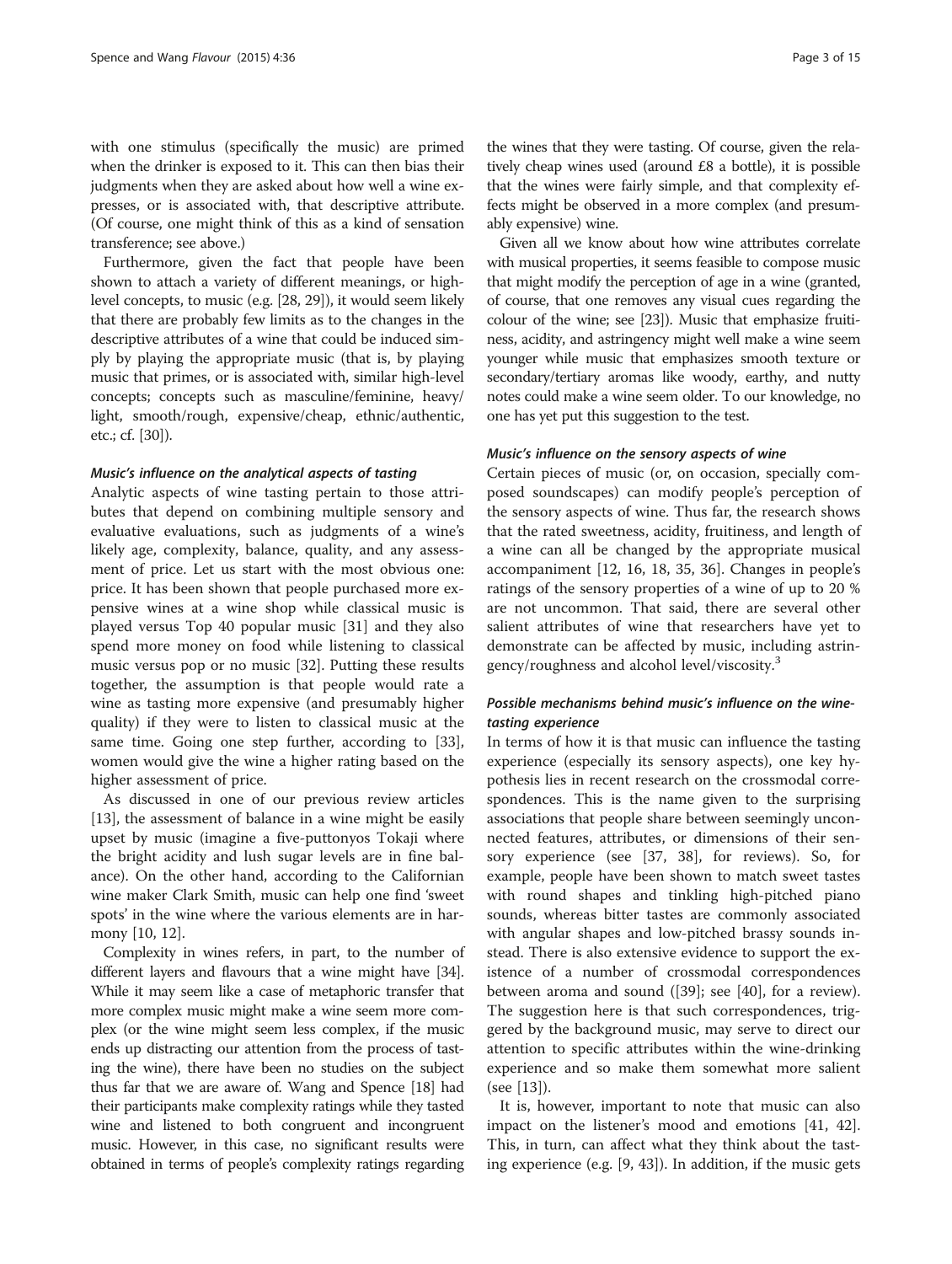with one stimulus (specifically the music) are primed when the drinker is exposed to it. This can then bias their judgments when they are asked about how well a wine expresses, or is associated with, that descriptive attribute. (Of course, one might think of this as a kind of sensation transference; see above.)

Furthermore, given the fact that people have been shown to attach a variety of different meanings, or high-level concepts, to music (e.g. [28, 29]), it would seem likely that there are probably few limits as to the changes in the descriptive attributes of a wine that could be induced simply by playing the appropriate music (that is, by playing music that primes, or is associated with, similar high-level concepts; concepts such as masculine/feminine, heavy/light, smooth/rough, expensive/cheap, ethnic/authentic, etc.; cf. [30]).

#### *Music's influence on the analytical aspects of tasting*

Analytic aspects of wine tasting pertain to those attributes that depend on combining multiple sensory and evaluative evaluations, such as judgments of a wine's likely age, complexity, balance, quality, and any assessment of price. Let us start with the most obvious one: price. It has been shown that people purchased more expensive wines at a wine shop while classical music is played versus Top 40 popular music [31] and they also spend more money on food while listening to classical music versus pop or no music [32]. Putting these results together, the assumption is that people would rate a wine as tasting more expensive (and presumably higher quality) if they were to listen to classical music at the same time. Going one step further, according to [33], women would give the wine a higher rating based on the higher assessment of price.

As discussed in one of our previous review articles [13], the assessment of balance in a wine might be easily upset by music (imagine a five-puttonyos Tokaji where the bright acidity and lush sugar levels are in fine balance). On the other hand, according to the Californian wine maker Clark Smith, music can help one find 'sweet spots' in the wine where the various elements are in harmony [10, 12].

Complexity in wines refers, in part, to the number of different layers and flavours that a wine might have [34]. While it may seem like a case of metaphoric transfer that more complex music might make a wine seem more complex (or the wine might seem less complex, if the music ends up distracting our attention from the process of tasting the wine), there have been no studies on the subject thus far that we are aware of. Wang and Spence [18] had their participants make complexity ratings while they tasted wine and listened to both congruent and incongruent music. However, in this case, no significant results were obtained in terms of people's complexity ratings regarding the wines that they were tasting. Of course, given the relatively cheap wines used (around £8 a bottle), it is possible that the wines were fairly simple, and that complexity effects might be observed in a more complex (and presumably expensive) wine.

Given all we know about how wine attributes correlate with musical properties, it seems feasible to compose music that might modify the perception of age in a wine (granted, of course, that one removes any visual cues regarding the colour of the wine; see [23]). Music that emphasize fruitiness, acidity, and astringency might well make a wine seem younger while music that emphasizes smooth texture or secondary/tertiary aromas like woody, earthy, and nutty notes could make a wine seem older. To our knowledge, no one has yet put this suggestion to the test.

#### *Music's influence on the sensory aspects of wine*

Certain pieces of music (or, on occasion, specially composed soundscapes) can modify people's perception of the sensory aspects of wine. Thus far, the research shows that the rated sweetness, acidity, fruitiness, and length of a wine can all be changed by the appropriate musical accompaniment [12, 16, 18, 35, 36]. Changes in people's ratings of the sensory properties of a wine of up to 20 % are not uncommon. That said, there are several other salient attributes of wine that researchers have yet to demonstrate can be affected by music, including astringency/roughness and alcohol level/viscosity.[3]

### *Possible mechanisms behind music's influence on the wine-tasting experience*

In terms of how it is that music can influence the tasting experience (especially its sensory aspects), one key hypothesis lies in recent research on the crossmodal correspondences. This is the name given to the surprising associations that people share between seemingly unconnected features, attributes, or dimensions of their sensory experience (see [37, 38], for reviews). So, for example, people have been shown to match sweet tastes with round shapes and tinkling high-pitched piano sounds, whereas bitter tastes are commonly associated with angular shapes and low-pitched brassy sounds instead. There is also extensive evidence to support the existence of a number of crossmodal correspondences between aroma and sound ([39]; see [40], for a review). The suggestion here is that such correspondences, triggered by the background music, may serve to direct our attention to specific attributes within the wine-drinking experience and so make them somewhat more salient (see [13]).

It is, however, important to note that music can also impact on the listener's mood and emotions [41, 42]. This, in turn, can affect what they think about the tasting experience (e.g. [9, 43]). In addition, if the music gets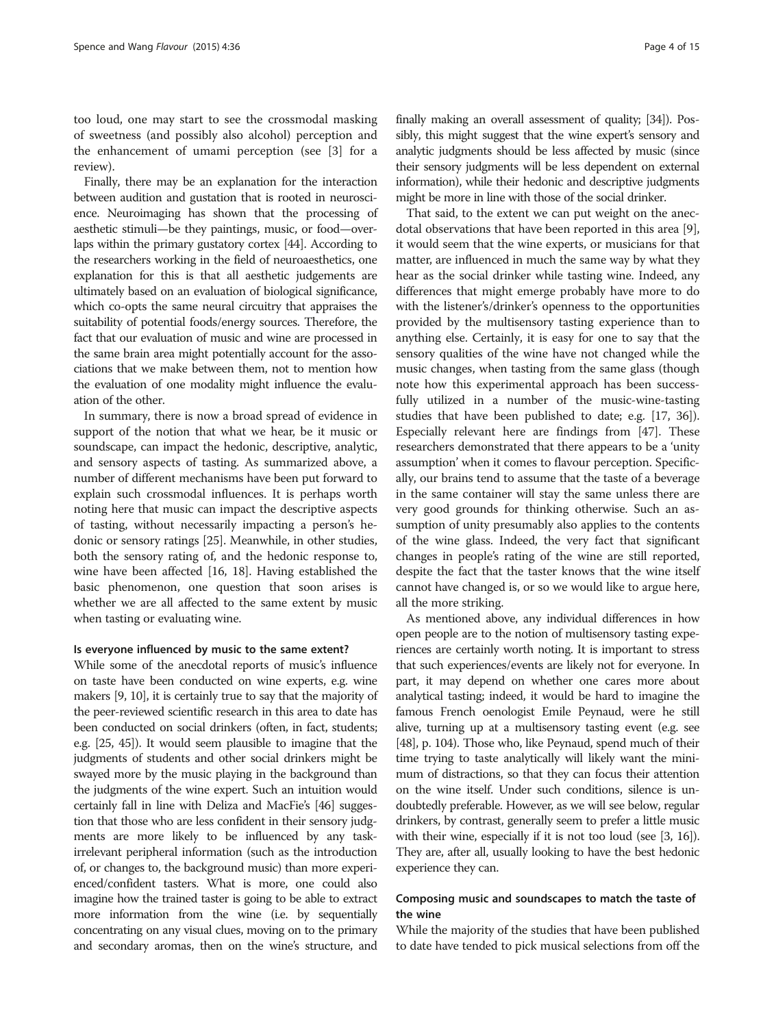too loud, one may start to see the crossmodal masking of sweetness (and possibly also alcohol) perception and the enhancement of umami perception (see [3] for a review).

Finally, there may be an explanation for the interaction between audition and gustation that is rooted in neuroscience. Neuroimaging has shown that the processing of aesthetic stimuli—be they paintings, music, or food—overlaps within the primary gustatory cortex [44]. According to the researchers working in the field of neuroaesthetics, one explanation for this is that all aesthetic judgements are ultimately based on an evaluation of biological significance, which co-opts the same neural circuitry that appraises the suitability of potential foods/energy sources. Therefore, the fact that our evaluation of music and wine are processed in the same brain area might potentially account for the associations that we make between them, not to mention how the evaluation of one modality might influence the evaluation of the other.

In summary, there is now a broad spread of evidence in support of the notion that what we hear, be it music or soundscape, can impact the hedonic, descriptive, analytic, and sensory aspects of tasting. As summarized above, a number of different mechanisms have been put forward to explain such crossmodal influences. It is perhaps worth noting here that music can impact the descriptive aspects of tasting, without necessarily impacting a person's hedonic or sensory ratings [25]. Meanwhile, in other studies, both the sensory rating of, and the hedonic response to, wine have been affected [16, 18]. Having established the basic phenomenon, one question that soon arises is whether we are all affected to the same extent by music when tasting or evaluating wine.

### Is everyone influenced by music to the same extent?

While some of the anecdotal reports of music's influence on taste have been conducted on wine experts, e.g. wine makers [9, 10], it is certainly true to say that the majority of the peer-reviewed scientific research in this area to date has been conducted on social drinkers (often, in fact, students; e.g. [25, 45]). It would seem plausible to imagine that the judgments of students and other social drinkers might be swayed more by the music playing in the background than the judgments of the wine expert. Such an intuition would certainly fall in line with Deliza and MacFie's [46] suggestion that those who are less confident in their sensory judgments are more likely to be influenced by any task-irrelevant peripheral information (such as the introduction of, or changes to, the background music) than more experienced/confident tasters. What is more, one could also imagine how the trained taster is going to be able to extract more information from the wine (i.e. by sequentially concentrating on any visual clues, moving on to the primary and secondary aromas, then on the wine's structure, and finally making an overall assessment of quality; [34]). Possibly, this might suggest that the wine expert's sensory and analytic judgments should be less affected by music (since their sensory judgments will be less dependent on external information), while their hedonic and descriptive judgments might be more in line with those of the social drinker.

That said, to the extent we can put weight on the anecdotal observations that have been reported in this area [9], it would seem that the wine experts, or musicians for that matter, are influenced in much the same way by what they hear as the social drinker while tasting wine. Indeed, any differences that might emerge probably have more to do with the listener's/drinker's openness to the opportunities provided by the multisensory tasting experience than to anything else. Certainly, it is easy for one to say that the sensory qualities of the wine have not changed while the music changes, when tasting from the same glass (though note how this experimental approach has been successfully utilized in a number of the music-wine-tasting studies that have been published to date; e.g. [17, 36]). Especially relevant here are findings from [47]. These researchers demonstrated that there appears to be a 'unity assumption' when it comes to flavour perception. Specifically, our brains tend to assume that the taste of a beverage in the same container will stay the same unless there are very good grounds for thinking otherwise. Such an assumption of unity presumably also applies to the contents of the wine glass. Indeed, the very fact that significant changes in people's rating of the wine are still reported, despite the fact that the taster knows that the wine itself cannot have changed is, or so we would like to argue here, all the more striking.

As mentioned above, any individual differences in how open people are to the notion of multisensory tasting experiences are certainly worth noting. It is important to stress that such experiences/events are likely not for everyone. In part, it may depend on whether one cares more about analytical tasting; indeed, it would be hard to imagine the famous French oenologist Emile Peynaud, were he still alive, turning up at a multisensory tasting event (e.g. see [48], p. 104). Those who, like Peynaud, spend much of their time trying to taste analytically will likely want the minimum of distractions, so that they can focus their attention on the wine itself. Under such conditions, silence is undoubtedly preferable. However, as we will see below, regular drinkers, by contrast, generally seem to prefer a little music with their wine, especially if it is not too loud (see [3, 16]). They are, after all, usually looking to have the best hedonic experience they can.

### Composing music and soundscapes to match the taste of the wine

While the majority of the studies that have been published to date have tended to pick musical selections from off the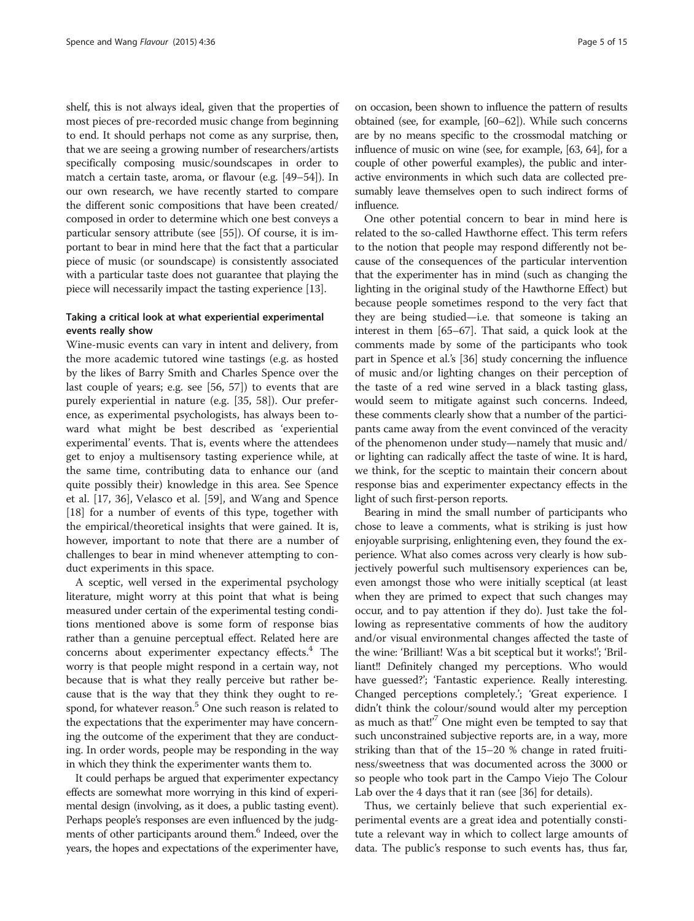shelf, this is not always ideal, given that the properties of most pieces of pre-recorded music change from beginning to end. It should perhaps not come as any surprise, then, that we are seeing a growing number of researchers/artists specifically composing music/soundscapes in order to match a certain taste, aroma, or flavour (e.g. [49–54]). In our own research, we have recently started to compare the different sonic compositions that have been created/composed in order to determine which one best conveys a particular sensory attribute (see [55]). Of course, it is important to bear in mind here that the fact that a particular piece of music (or soundscape) is consistently associated with a particular taste does not guarantee that playing the piece will necessarily impact the tasting experience [13].

### Taking a critical look at what experiential experimental events really show

Wine-music events can vary in intent and delivery, from the more academic tutored wine tastings (e.g. as hosted by the likes of Barry Smith and Charles Spence over the last couple of years; e.g. see [56, 57]) to events that are purely experiential in nature (e.g. [35, 58]). Our preference, as experimental psychologists, has always been toward what might be best described as 'experiential experimental' events. That is, events where the attendees get to enjoy a multisensory tasting experience while, at the same time, contributing data to enhance our (and quite possibly their) knowledge in this area. See Spence et al. [17, 36], Velasco et al. [59], and Wang and Spence [18] for a number of events of this type, together with the empirical/theoretical insights that were gained. It is, however, important to note that there are a number of challenges to bear in mind whenever attempting to conduct experiments in this space.

A sceptic, well versed in the experimental psychology literature, might worry at this point that what is being measured under certain of the experimental testing conditions mentioned above is some form of response bias rather than a genuine perceptual effect. Related here are concerns about experimenter expectancy effects.[4] The worry is that people might respond in a certain way, not because that is what they really perceive but rather because that is the way that they think they ought to respond, for whatever reason.[5] One such reason is related to the expectations that the experimenter may have concerning the outcome of the experiment that they are conducting. In order words, people may be responding in the way in which they think the experimenter wants them to.

It could perhaps be argued that experimenter expectancy effects are somewhat more worrying in this kind of experimental design (involving, as it does, a public tasting event). Perhaps people's responses are even influenced by the judgments of other participants around them.[6] Indeed, over the years, the hopes and expectations of the experimenter have, on occasion, been shown to influence the pattern of results obtained (see, for example, [60–62]). While such concerns are by no means specific to the crossmodal matching or influence of music on wine (see, for example, [63, 64], for a couple of other powerful examples), the public and interactive environments in which such data are collected presumably leave themselves open to such indirect forms of influence.

One other potential concern to bear in mind here is related to the so-called Hawthorne effect. This term refers to the notion that people may respond differently not because of the consequences of the particular intervention that the experimenter has in mind (such as changing the lighting in the original study of the Hawthorne Effect) but because people sometimes respond to the very fact that they are being studied—i.e. that someone is taking an interest in them [65–67]. That said, a quick look at the comments made by some of the participants who took part in Spence et al.'s [36] study concerning the influence of music and/or lighting changes on their perception of the taste of a red wine served in a black tasting glass, would seem to mitigate against such concerns. Indeed, these comments clearly show that a number of the participants came away from the event convinced of the veracity of the phenomenon under study—namely that music and/or lighting can radically affect the taste of wine. It is hard, we think, for the sceptic to maintain their concern about response bias and experimenter expectancy effects in the light of such first-person reports.

Bearing in mind the small number of participants who chose to leave a comments, what is striking is just how enjoyable surprising, enlightening even, they found the experience. What also comes across very clearly is how subjectively powerful such multisensory experiences can be, even amongst those who were initially sceptical (at least when they are primed to expect that such changes may occur, and to pay attention if they do). Just take the following as representative comments of how the auditory and/or visual environmental changes affected the taste of the wine: 'Brilliant! Was a bit sceptical but it works!'; 'Brilliant!! Definitely changed my perceptions. Who would have guessed?'; 'Fantastic experience. Really interesting. Changed perceptions completely.'; 'Great experience. I didn't think the colour/sound would alter my perception as much as that!'[7] One might even be tempted to say that such unconstrained subjective reports are, in a way, more striking than that of the 15–20 % change in rated fruitiness/sweetness that was documented across the 3000 or so people who took part in the Campo Viejo The Colour Lab over the 4 days that it ran (see [36] for details).

Thus, we certainly believe that such experiential experimental events are a great idea and potentially constitute a relevant way in which to collect large amounts of data. The public's response to such events has, thus far,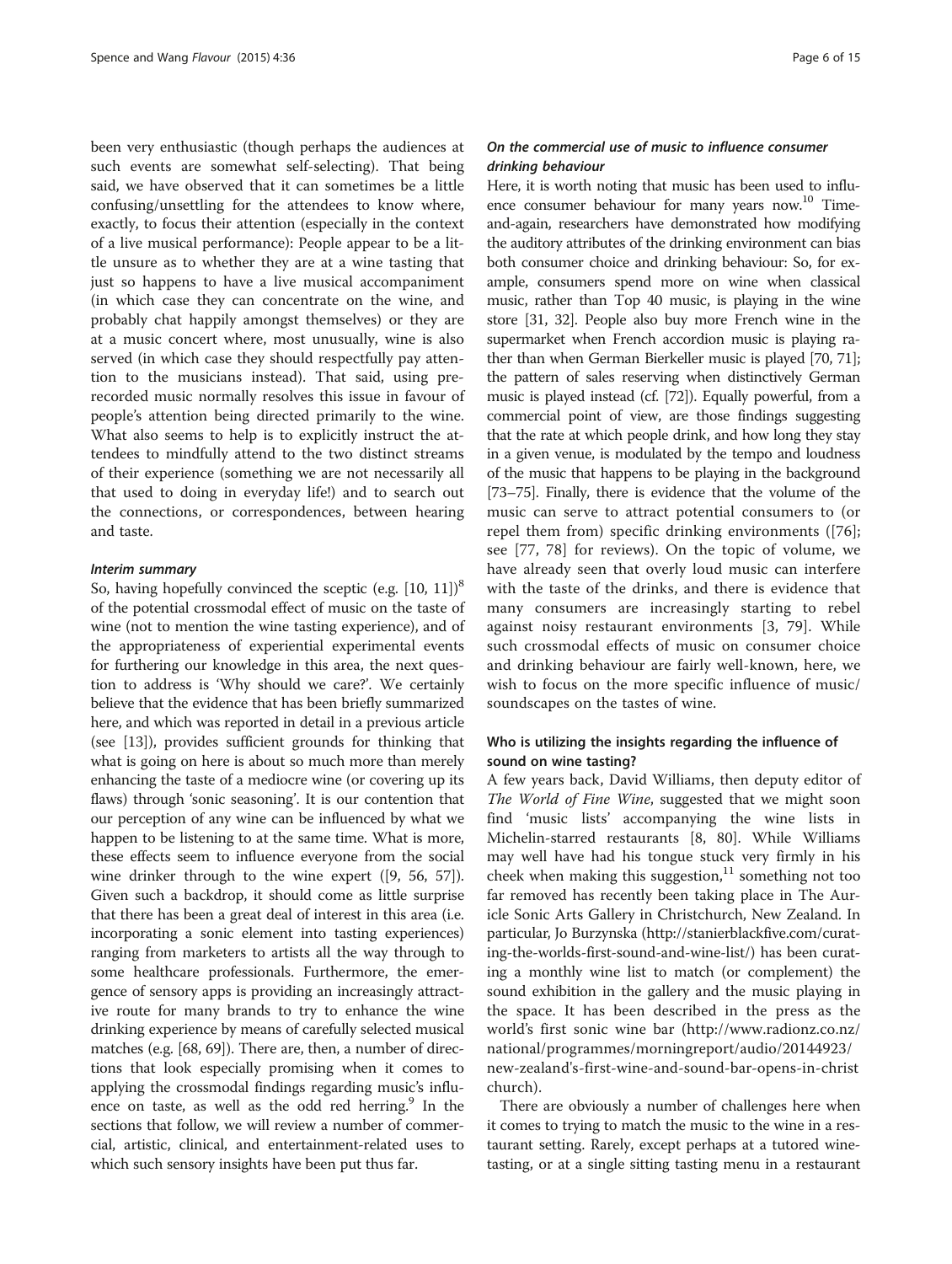been very enthusiastic (though perhaps the audiences at such events are somewhat self-selecting). That being said, we have observed that it can sometimes be a little confusing/unsettling for the attendees to know where, exactly, to focus their attention (especially in the context of a live musical performance): People appear to be a little unsure as to whether they are at a wine tasting that just so happens to have a live musical accompaniment (in which case they can concentrate on the wine, and probably chat happily amongst themselves) or they are at a music concert where, most unusually, wine is also served (in which case they should respectfully pay attention to the musicians instead). That said, using pre-recorded music normally resolves this issue in favour of people's attention being directed primarily to the wine. What also seems to help is to explicitly instruct the attendees to mindfully attend to the two distinct streams of their experience (something we are not necessarily all that used to doing in everyday life!) and to search out the connections, or correspondences, between hearing and taste.

#### *Interim summary*

So, having hopefully convinced the sceptic (e.g. [10, 11])[8] of the potential crossmodal effect of music on the taste of wine (not to mention the wine tasting experience), and of the appropriateness of experiential experimental events for furthering our knowledge in this area, the next question to address is 'Why should we care?'. We certainly believe that the evidence that has been briefly summarized here, and which was reported in detail in a previous article (see [13]), provides sufficient grounds for thinking that what is going on here is about so much more than merely enhancing the taste of a mediocre wine (or covering up its flaws) through 'sonic seasoning'. It is our contention that our perception of any wine can be influenced by what we happen to be listening to at the same time. What is more, these effects seem to influence everyone from the social wine drinker through to the wine expert ([9, 56, 57]). Given such a backdrop, it should come as little surprise that there has been a great deal of interest in this area (i.e. incorporating a sonic element into tasting experiences) ranging from marketers to artists all the way through to some healthcare professionals. Furthermore, the emergence of sensory apps is providing an increasingly attractive route for many brands to try to enhance the wine drinking experience by means of carefully selected musical matches (e.g. [68, 69]). There are, then, a number of directions that look especially promising when it comes to applying the crossmodal findings regarding music's influence on taste, as well as the odd red herring.[9] In the sections that follow, we will review a number of commercial, artistic, clinical, and entertainment-related uses to which such sensory insights have been put thus far.

#### *On the commercial use of music to influence consumer drinking behaviour*

Here, it is worth noting that music has been used to influence consumer behaviour for many years now.[10] Time-and-again, researchers have demonstrated how modifying the auditory attributes of the drinking environment can bias both consumer choice and drinking behaviour: So, for example, consumers spend more on wine when classical music, rather than Top 40 music, is playing in the wine store [31, 32]. People also buy more French wine in the supermarket when French accordion music is playing rather than when German Bierkeller music is played [70, 71]; the pattern of sales reserving when distinctively German music is played instead (cf. [72]). Equally powerful, from a commercial point of view, are those findings suggesting that the rate at which people drink, and how long they stay in a given venue, is modulated by the tempo and loudness of the music that happens to be playing in the background [73–75]. Finally, there is evidence that the volume of the music can serve to attract potential consumers to (or repel them from) specific drinking environments ([76]; see [77, 78] for reviews). On the topic of volume, we have already seen that overly loud music can interfere with the taste of the drinks, and there is evidence that many consumers are increasingly starting to rebel against noisy restaurant environments [3, 79]. While such crossmodal effects of music on consumer choice and drinking behaviour are fairly well-known, here, we wish to focus on the more specific influence of music/soundscapes on the tastes of wine.

### Who is utilizing the insights regarding the influence of sound on wine tasting?

A few years back, David Williams, then deputy editor of *The World of Fine Wine*, suggested that we might soon find 'music lists' accompanying the wine lists in Michelin-starred restaurants [8, 80]. While Williams may well have had his tongue stuck very firmly in his cheek when making this suggestion,[11] something not too far removed has recently been taking place in The Auricle Sonic Arts Gallery in Christchurch, New Zealand. In particular, Jo Burzynska (http://stanierblackfive.com/curating-the-worlds-first-sound-and-wine-list/) has been curating a monthly wine list to match (or complement) the sound exhibition in the gallery and the music playing in the space. It has been described in the press as the world's first sonic wine bar (http://www.radionz.co.nz/national/programmes/morningreport/audio/20144923/new-zealand's-first-wine-and-sound-bar-opens-in-christchurch).

There are obviously a number of challenges here when it comes to trying to match the music to the wine in a restaurant setting. Rarely, except perhaps at a tutored wine-tasting, or at a single sitting tasting menu in a restaurant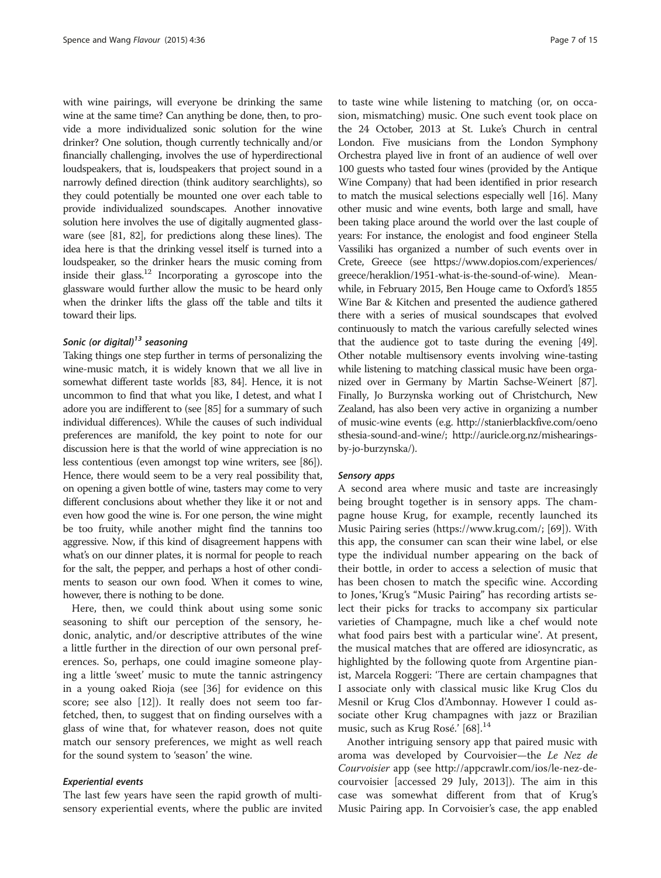with wine pairings, will everyone be drinking the same wine at the same time? Can anything be done, then, to provide a more individualized sonic solution for the wine drinker? One solution, though currently technically and/or financially challenging, involves the use of hyperdirectional loudspeakers, that is, loudspeakers that project sound in a narrowly defined direction (think auditory searchlights), so they could potentially be mounted one over each table to provide individualized soundscapes. Another innovative solution here involves the use of digitally augmented glassware (see [81, 82], for predictions along these lines). The idea here is that the drinking vessel itself is turned into a loudspeaker, so the drinker hears the music coming from inside their glass.[12] Incorporating a gyroscope into the glassware would further allow the music to be heard only when the drinker lifts the glass off the table and tilts it toward their lips.

### *Sonic (or digital)[13] seasoning*

Taking things one step further in terms of personalizing the wine-music match, it is widely known that we all live in somewhat different taste worlds [83, 84]. Hence, it is not uncommon to find that what you like, I detest, and what I adore you are indifferent to (see [85] for a summary of such individual differences). While the causes of such individual preferences are manifold, the key point to note for our discussion here is that the world of wine appreciation is no less contentious (even amongst top wine writers, see [86]). Hence, there would seem to be a very real possibility that, on opening a given bottle of wine, tasters may come to very different conclusions about whether they like it or not and even how good the wine is. For one person, the wine might be too fruity, while another might find the tannins too aggressive. Now, if this kind of disagreement happens with what's on our dinner plates, it is normal for people to reach for the salt, the pepper, and perhaps a host of other condiments to season our own food. When it comes to wine, however, there is nothing to be done.

Here, then, we could think about using some sonic seasoning to shift our perception of the sensory, hedonic, analytic, and/or descriptive attributes of the wine a little further in the direction of our own personal preferences. So, perhaps, one could imagine someone playing a little 'sweet' music to mute the tannic astringency in a young oaked Rioja (see [36] for evidence on this score; see also [12]). It really does not seem too far-fetched, then, to suggest that on finding ourselves with a glass of wine that, for whatever reason, does not quite match our sensory preferences, we might as well reach for the sound system to 'season' the wine.

### *Experiential events*

The last few years have seen the rapid growth of multisensory experiential events, where the public are invited to taste wine while listening to matching (or, on occasion, mismatching) music. One such event took place on the 24 October, 2013 at St. Luke's Church in central London. Five musicians from the London Symphony Orchestra played live in front of an audience of well over 100 guests who tasted four wines (provided by the Antique Wine Company) that had been identified in prior research to match the musical selections especially well [16]. Many other music and wine events, both large and small, have been taking place around the world over the last couple of years: For instance, the enologist and food engineer Stella Vassiliki has organized a number of such events over in Crete, Greece (see https://www.dopios.com/experiences/greece/heraklion/1951-what-is-the-sound-of-wine). Meanwhile, in February 2015, Ben Houge came to Oxford's 1855 Wine Bar & Kitchen and presented the audience gathered there with a series of musical soundscapes that evolved continuously to match the various carefully selected wines that the audience got to taste during the evening [49]. Other notable multisensory events involving wine-tasting while listening to matching classical music have been organized over in Germany by Martin Sachse-Weinert [87]. Finally, Jo Burzynska working out of Christchurch, New Zealand, has also been very active in organizing a number of music-wine events (e.g. http://stanierblackfive.com/oenosthesia-sound-and-wine/; http://auricle.org.nz/mishearings-by-jo-burzynska/).

### *Sensory apps*

A second area where music and taste are increasingly being brought together is in sensory apps. The champagne house Krug, for example, recently launched its Music Pairing series (https://www.krug.com/; [69]). With this app, the consumer can scan their wine label, or else type the individual number appearing on the back of their bottle, in order to access a selection of music that has been chosen to match the specific wine. According to Jones, 'Krug's "Music Pairing" has recording artists select their picks for tracks to accompany six particular varieties of Champagne, much like a chef would note what food pairs best with a particular wine'. At present, the musical matches that are offered are idiosyncratic, as highlighted by the following quote from Argentine pianist, Marcela Roggeri: 'There are certain champagnes that I associate only with classical music like Krug Clos du Mesnil or Krug Clos d'Ambonnay. However I could associate other Krug champagnes with jazz or Brazilian music, such as Krug Rosé.' [68].[14]

Another intriguing sensory app that paired music with aroma was developed by Courvoisier—the *Le Nez de Courvoisier* app (see http://appcrawlr.com/ios/le-nez-de-courvoisier [accessed 29 July, 2013]). The aim in this case was somewhat different from that of Krug's Music Pairing app. In Corvoisier's case, the app enabled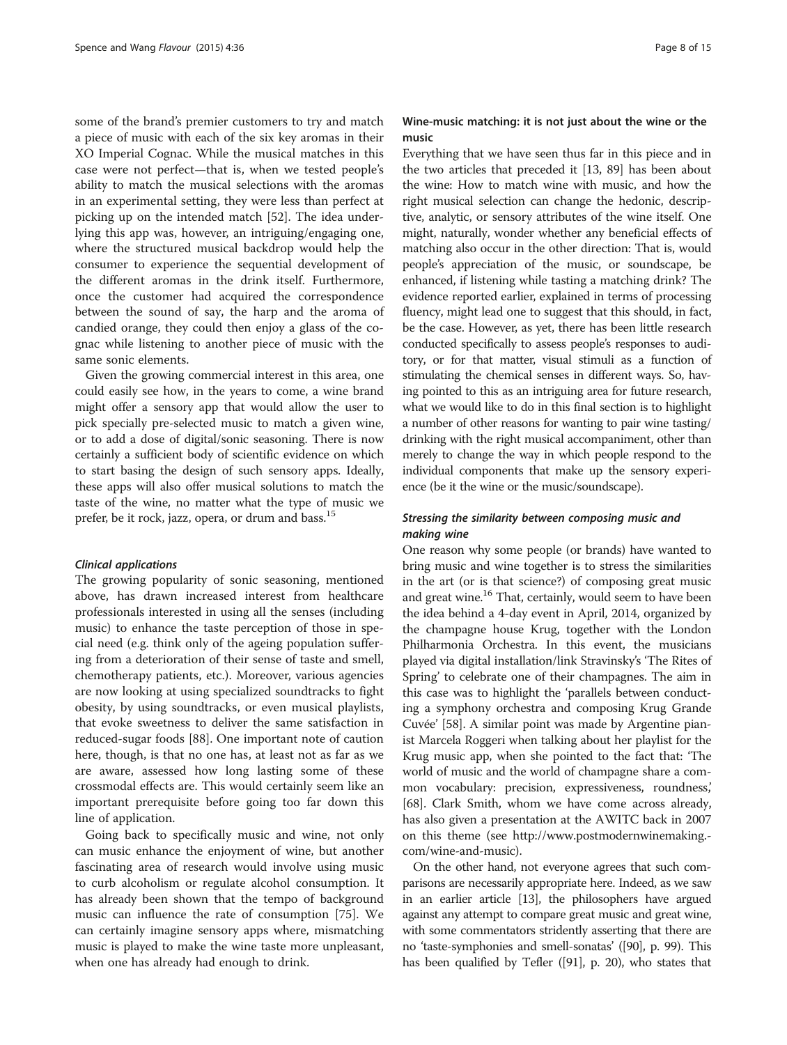some of the brand's premier customers to try and match a piece of music with each of the six key aromas in their XO Imperial Cognac. While the musical matches in this case were not perfect—that is, when we tested people's ability to match the musical selections with the aromas in an experimental setting, they were less than perfect at picking up on the intended match [52]. The idea underlying this app was, however, an intriguing/engaging one, where the structured musical backdrop would help the consumer to experience the sequential development of the different aromas in the drink itself. Furthermore, once the customer had acquired the correspondence between the sound of say, the harp and the aroma of candied orange, they could then enjoy a glass of the cognac while listening to another piece of music with the same sonic elements.

Given the growing commercial interest in this area, one could easily see how, in the years to come, a wine brand might offer a sensory app that would allow the user to pick specially pre-selected music to match a given wine, or to add a dose of digital/sonic seasoning. There is now certainly a sufficient body of scientific evidence on which to start basing the design of such sensory apps. Ideally, these apps will also offer musical solutions to match the taste of the wine, no matter what the type of music we prefer, be it rock, jazz, opera, or drum and bass.[15]

#### *Clinical applications*

The growing popularity of sonic seasoning, mentioned above, has drawn increased interest from healthcare professionals interested in using all the senses (including music) to enhance the taste perception of those in special need (e.g. think only of the ageing population suffering from a deterioration of their sense of taste and smell, chemotherapy patients, etc.). Moreover, various agencies are now looking at using specialized soundtracks to fight obesity, by using soundtracks, or even musical playlists, that evoke sweetness to deliver the same satisfaction in reduced-sugar foods [88]. One important note of caution here, though, is that no one has, at least not as far as we are aware, assessed how long lasting some of these crossmodal effects are. This would certainly seem like an important prerequisite before going too far down this line of application.

Going back to specifically music and wine, not only can music enhance the enjoyment of wine, but another fascinating area of research would involve using music to curb alcoholism or regulate alcohol consumption. It has already been shown that the tempo of background music can influence the rate of consumption [75]. We can certainly imagine sensory apps where, mismatching music is played to make the wine taste more unpleasant, when one has already had enough to drink.

### Wine-music matching: it is not just about the wine or the music

Everything that we have seen thus far in this piece and in the two articles that preceded it [13, 89] has been about the wine: How to match wine with music, and how the right musical selection can change the hedonic, descriptive, analytic, or sensory attributes of the wine itself. One might, naturally, wonder whether any beneficial effects of matching also occur in the other direction: That is, would people's appreciation of the music, or soundscape, be enhanced, if listening while tasting a matching drink? The evidence reported earlier, explained in terms of processing fluency, might lead one to suggest that this should, in fact, be the case. However, as yet, there has been little research conducted specifically to assess people's responses to auditory, or for that matter, visual stimuli as a function of stimulating the chemical senses in different ways. So, having pointed to this as an intriguing area for future research, what we would like to do in this final section is to highlight a number of other reasons for wanting to pair wine tasting/drinking with the right musical accompaniment, other than merely to change the way in which people respond to the individual components that make up the sensory experience (be it the wine or the music/soundscape).

#### *Stressing the similarity between composing music and making wine*

One reason why some people (or brands) have wanted to bring music and wine together is to stress the similarities in the art (or is that science?) of composing great music and great wine.[16] That, certainly, would seem to have been the idea behind a 4-day event in April, 2014, organized by the champagne house Krug, together with the London Philharmonia Orchestra. In this event, the musicians played via digital installation/link Stravinsky's 'The Rites of Spring' to celebrate one of their champagnes. The aim in this case was to highlight the 'parallels between conducting a symphony orchestra and composing Krug Grande Cuvée' [58]. A similar point was made by Argentine pianist Marcela Roggeri when talking about her playlist for the Krug music app, when she pointed to the fact that: 'The world of music and the world of champagne share a common vocabulary: precision, expressiveness, roundness,' [68]. Clark Smith, whom we have come across already, has also given a presentation at the AWITC back in 2007 on this theme (see http://www.postmodernwinemaking.com/wine-and-music).

On the other hand, not everyone agrees that such comparisons are necessarily appropriate here. Indeed, as we saw in an earlier article [13], the philosophers have argued against any attempt to compare great music and great wine, with some commentators stridently asserting that there are no 'taste-symphonies and smell-sonatas' ([90], p. 99). This has been qualified by Tefler ([91], p. 20), who states that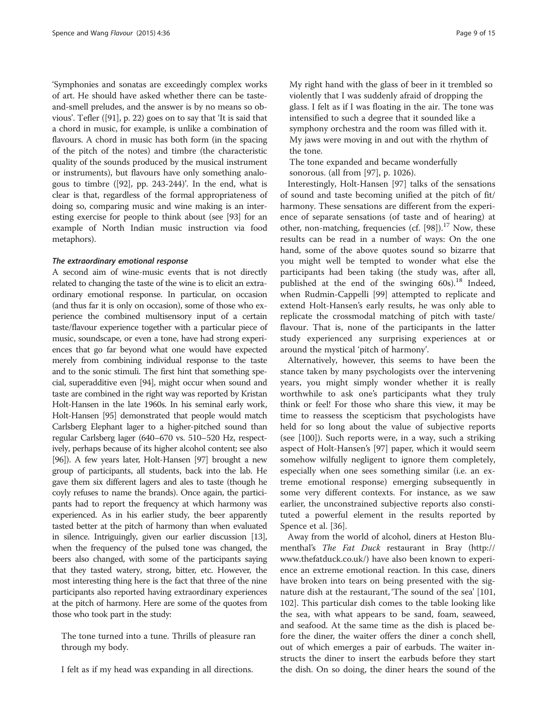'Symphonies and sonatas are exceedingly complex works of art. He should have asked whether there can be taste-and-smell preludes, and the answer is by no means so obvious'. Tefler ([91], p. 22) goes on to say that 'It is said that a chord in music, for example, is unlike a combination of flavours. A chord in music has both form (in the spacing of the pitch of the notes) and timbre (the characteristic quality of the sounds produced by the musical instrument or instruments), but flavours have only something analogous to timbre ([92], pp. 243-244)'. In the end, what is clear is that, regardless of the formal appropriateness of doing so, comparing music and wine making is an interesting exercise for people to think about (see [93] for an example of North Indian music instruction via food metaphors).

#### *The extraordinary emotional response*

A second aim of wine-music events that is not directly related to changing the taste of the wine is to elicit an extraordinary emotional response. In particular, on occasion (and thus far it is only on occasion), some of those who experience the combined multisensory input of a certain taste/flavour experience together with a particular piece of music, soundscape, or even a tone, have had strong experiences that go far beyond what one would have expected merely from combining individual response to the taste and to the sonic stimuli. The first hint that something special, superadditive even [94], might occur when sound and taste are combined in the right way was reported by Kristan Holt-Hansen in the late 1960s. In his seminal early work, Holt-Hansen [95] demonstrated that people would match Carlsberg Elephant lager to a higher-pitched sound than regular Carlsberg lager (640–670 vs. 510–520 Hz, respectively, perhaps because of its higher alcohol content; see also [96]). A few years later, Holt-Hansen [97] brought a new group of participants, all students, back into the lab. He gave them six different lagers and ales to taste (though he coyly refuses to name the brands). Once again, the participants had to report the frequency at which harmony was experienced. As in his earlier study, the beer apparently tasted better at the pitch of harmony than when evaluated in silence. Intriguingly, given our earlier discussion [13], when the frequency of the pulsed tone was changed, the beers also changed, with some of the participants saying that they tasted watery, strong, bitter, etc. However, the most interesting thing here is the fact that three of the nine participants also reported having extraordinary experiences at the pitch of harmony. Here are some of the quotes from those who took part in the study:

> The tone turned into a tune. Thrills of pleasure ran through my body.
>
> I felt as if my head was expanding in all directions.
>
> My right hand with the glass of beer in it trembled so violently that I was suddenly afraid of dropping the glass. I felt as if I was floating in the air. The tone was intensified to such a degree that it sounded like a symphony orchestra and the room was filled with it. My jaws were moving in and out with the rhythm of the tone.
>
> The tone expanded and became wonderfully sonorous. (all from [97], p. 1026).

Interestingly, Holt-Hansen [97] talks of the sensations of sound and taste becoming unified at the pitch of fit/harmony. These sensations are different from the experience of separate sensations (of taste and of hearing) at other, non-matching, frequencies (cf. [98]).[17] Now, these results can be read in a number of ways: On the one hand, some of the above quotes sound so bizarre that you might well be tempted to wonder what else the participants had been taking (the study was, after all, published at the end of the swinging 60s).[18] Indeed, when Rudmin-Cappelli [99] attempted to replicate and extend Holt-Hansen's early results, he was only able to replicate the crossmodal matching of pitch with taste/flavour. That is, none of the participants in the latter study experienced any surprising experiences at or around the mystical 'pitch of harmony'.

Alternatively, however, this seems to have been the stance taken by many psychologists over the intervening years, you might simply wonder whether it is really worthwhile to ask one's participants what they truly think or feel! For those who share this view, it may be time to reassess the scepticism that psychologists have held for so long about the value of subjective reports (see [100]). Such reports were, in a way, such a striking aspect of Holt-Hansen's [97] paper, which it would seem somehow wilfully negligent to ignore them completely, especially when one sees something similar (i.e. an extreme emotional response) emerging subsequently in some very different contexts. For instance, as we saw earlier, the unconstrained subjective reports also constituted a powerful element in the results reported by Spence et al. [36].

Away from the world of alcohol, diners at Heston Blumenthal's *The Fat Duck* restaurant in Bray (http://www.thefatduck.co.uk/) have also been known to experience an extreme emotional reaction. In this case, diners have broken into tears on being presented with the signature dish at the restaurant, 'The sound of the sea' [101, 102]. This particular dish comes to the table looking like the sea, with what appears to be sand, foam, seaweed, and seafood. At the same time as the dish is placed before the diner, the waiter offers the diner a conch shell, out of which emerges a pair of earbuds. The waiter instructs the diner to insert the earbuds before they start the dish. On so doing, the diner hears the sound of the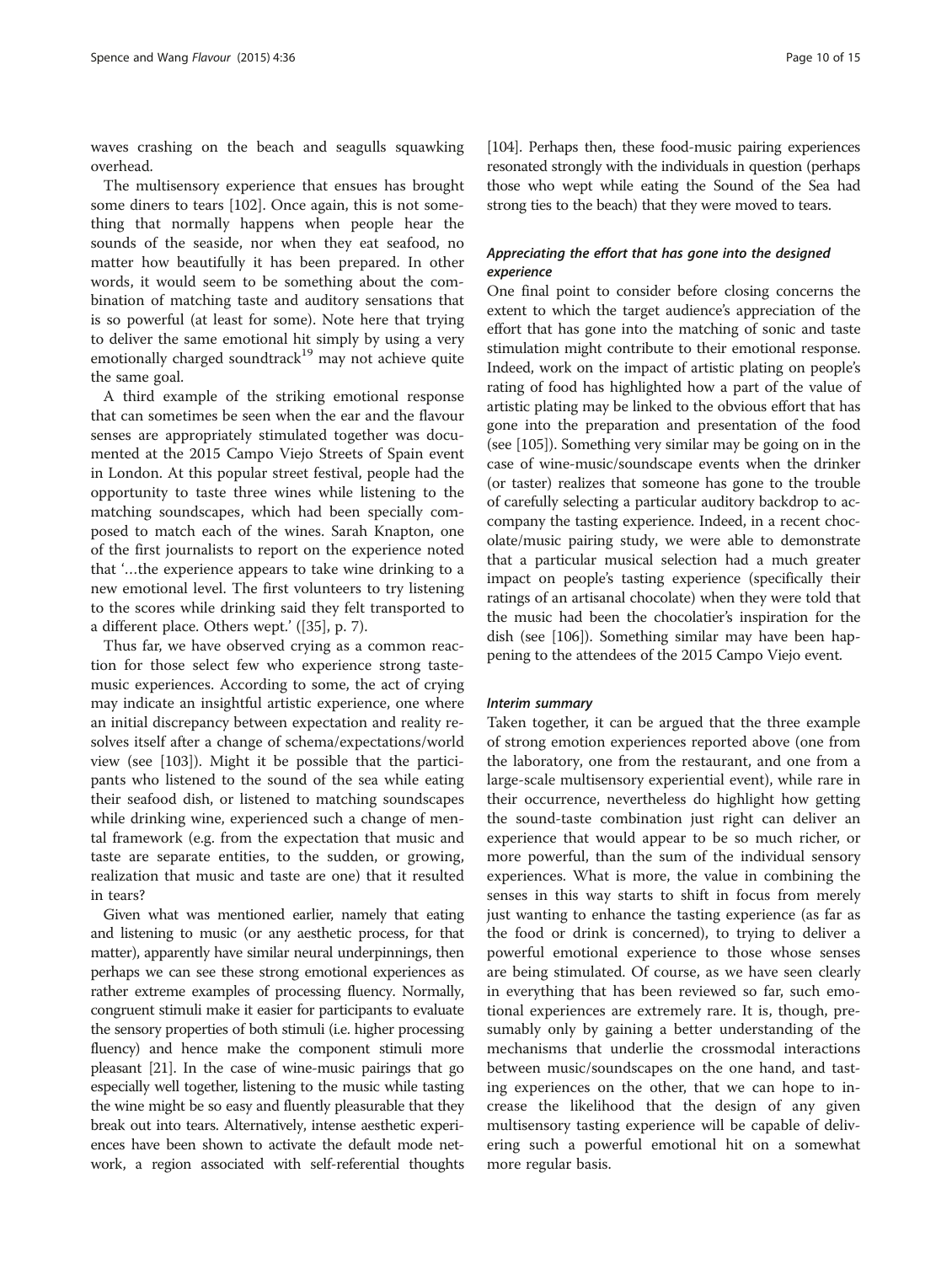waves crashing on the beach and seagulls squawking overhead.

The multisensory experience that ensues has brought some diners to tears [102]. Once again, this is not something that normally happens when people hear the sounds of the seaside, nor when they eat seafood, no matter how beautifully it has been prepared. In other words, it would seem to be something about the combination of matching taste and auditory sensations that is so powerful (at least for some). Note here that trying to deliver the same emotional hit simply by using a very emotionally charged soundtrack[19] may not achieve quite the same goal.

A third example of the striking emotional response that can sometimes be seen when the ear and the flavour senses are appropriately stimulated together was documented at the 2015 Campo Viejo Streets of Spain event in London. At this popular street festival, people had the opportunity to taste three wines while listening to the matching soundscapes, which had been specially composed to match each of the wines. Sarah Knapton, one of the first journalists to report on the experience noted that '…the experience appears to take wine drinking to a new emotional level. The first volunteers to try listening to the scores while drinking said they felt transported to a different place. Others wept.' ([35], p. 7).

Thus far, we have observed crying as a common reaction for those select few who experience strong taste-music experiences. According to some, the act of crying may indicate an insightful artistic experience, one where an initial discrepancy between expectation and reality resolves itself after a change of schema/expectations/world view (see [103]). Might it be possible that the participants who listened to the sound of the sea while eating their seafood dish, or listened to matching soundscapes while drinking wine, experienced such a change of mental framework (e.g. from the expectation that music and taste are separate entities, to the sudden, or growing, realization that music and taste are one) that it resulted in tears?

Given what was mentioned earlier, namely that eating and listening to music (or any aesthetic process, for that matter), apparently have similar neural underpinnings, then perhaps we can see these strong emotional experiences as rather extreme examples of processing fluency. Normally, congruent stimuli make it easier for participants to evaluate the sensory properties of both stimuli (i.e. higher processing fluency) and hence make the component stimuli more pleasant [21]. In the case of wine-music pairings that go especially well together, listening to the music while tasting the wine might be so easy and fluently pleasurable that they break out into tears. Alternatively, intense aesthetic experiences have been shown to activate the default mode network, a region associated with self-referential thoughts [104]. Perhaps then, these food-music pairing experiences resonated strongly with the individuals in question (perhaps those who wept while eating the Sound of the Sea had strong ties to the beach) that they were moved to tears.

### *Appreciating the effort that has gone into the designed experience*

One final point to consider before closing concerns the extent to which the target audience's appreciation of the effort that has gone into the matching of sonic and taste stimulation might contribute to their emotional response. Indeed, work on the impact of artistic plating on people's rating of food has highlighted how a part of the value of artistic plating may be linked to the obvious effort that has gone into the preparation and presentation of the food (see [105]). Something very similar may be going on in the case of wine-music/soundscape events when the drinker (or taster) realizes that someone has gone to the trouble of carefully selecting a particular auditory backdrop to accompany the tasting experience. Indeed, in a recent chocolate/music pairing study, we were able to demonstrate that a particular musical selection had a much greater impact on people's tasting experience (specifically their ratings of an artisanal chocolate) when they were told that the music had been the chocolatier's inspiration for the dish (see [106]). Something similar may have been happening to the attendees of the 2015 Campo Viejo event.

### *Interim summary*

Taken together, it can be argued that the three example of strong emotion experiences reported above (one from the laboratory, one from the restaurant, and one from a large-scale multisensory experiential event), while rare in their occurrence, nevertheless do highlight how getting the sound-taste combination just right can deliver an experience that would appear to be so much richer, or more powerful, than the sum of the individual sensory experiences. What is more, the value in combining the senses in this way starts to shift in focus from merely just wanting to enhance the tasting experience (as far as the food or drink is concerned), to trying to deliver a powerful emotional experience to those whose senses are being stimulated. Of course, as we have seen clearly in everything that has been reviewed so far, such emotional experiences are extremely rare. It is, though, presumably only by gaining a better understanding of the mechanisms that underlie the crossmodal interactions between music/soundscapes on the one hand, and tasting experiences on the other, that we can hope to increase the likelihood that the design of any given multisensory tasting experience will be capable of delivering such a powerful emotional hit on a somewhat more regular basis.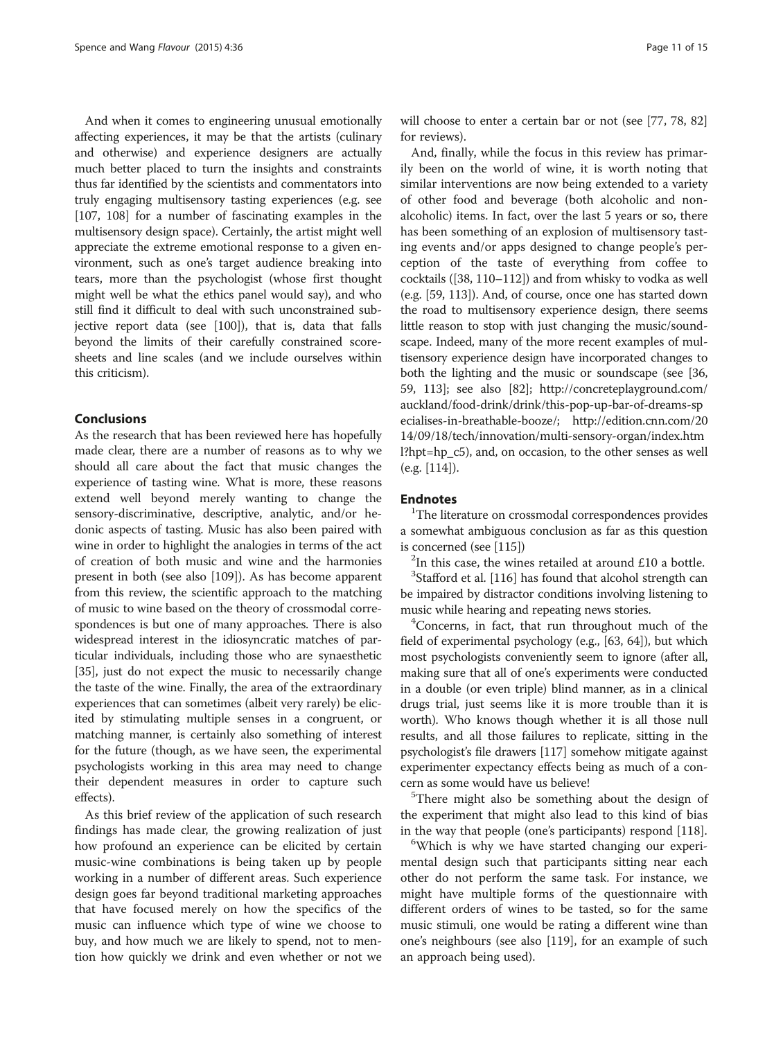And when it comes to engineering unusual emotionally affecting experiences, it may be that the artists (culinary and otherwise) and experience designers are actually much better placed to turn the insights and constraints thus far identified by the scientists and commentators into truly engaging multisensory tasting experiences (e.g. see [107, 108] for a number of fascinating examples in the multisensory design space). Certainly, the artist might well appreciate the extreme emotional response to a given environment, such as one's target audience breaking into tears, more than the psychologist (whose first thought might well be what the ethics panel would say), and who still find it difficult to deal with such unconstrained subjective report data (see [100]), that is, data that falls beyond the limits of their carefully constrained score-sheets and line scales (and we include ourselves within this criticism).

## Conclusions

As the research that has been reviewed here has hopefully made clear, there are a number of reasons as to why we should all care about the fact that music changes the experience of tasting wine. What is more, these reasons extend well beyond merely wanting to change the sensory-discriminative, descriptive, analytic, and/or hedonic aspects of tasting. Music has also been paired with wine in order to highlight the analogies in terms of the act of creation of both music and wine and the harmonies present in both (see also [109]). As has become apparent from this review, the scientific approach to the matching of music to wine based on the theory of crossmodal correspondences is but one of many approaches. There is also widespread interest in the idiosyncratic matches of particular individuals, including those who are synaesthetic [35], just do not expect the music to necessarily change the taste of the wine. Finally, the area of the extraordinary experiences that can sometimes (albeit very rarely) be elicited by stimulating multiple senses in a congruent, or matching manner, is certainly also something of interest for the future (though, as we have seen, the experimental psychologists working in this area may need to change their dependent measures in order to capture such effects).

As this brief review of the application of such research findings has made clear, the growing realization of just how profound an experience can be elicited by certain music-wine combinations is being taken up by people working in a number of different areas. Such experience design goes far beyond traditional marketing approaches that have focused merely on how the specifics of the music can influence which type of wine we choose to buy, and how much we are likely to spend, not to mention how quickly we drink and even whether or not we will choose to enter a certain bar or not (see [77, 78, 82] for reviews).

And, finally, while the focus in this review has primarily been on the world of wine, it is worth noting that similar interventions are now being extended to a variety of other food and beverage (both alcoholic and non-alcoholic) items. In fact, over the last 5 years or so, there has been something of an explosion of multisensory tasting events and/or apps designed to change people's perception of the taste of everything from coffee to cocktails ([38, 110–112]) and from whisky to vodka as well (e.g. [59, 113]). And, of course, once one has started down the road to multisensory experience design, there seems little reason to stop with just changing the music/soundscape. Indeed, many of the more recent examples of multisensory experience design have incorporated changes to both the lighting and the music or soundscape (see [36, 59, 113]; see also [82]; http://concreteplayground.com/auckland/food-drink/drink/this-pop-up-bar-of-dreams-specialises-in-breathable-booze/; http://edition.cnn.com/2014/09/18/tech/innovation/multi-sensory-organ/index.html?hpt=hp_c5), and, on occasion, to the other senses as well (e.g. [114]).

## Endnotes

[1]The literature on crossmodal correspondences provides a somewhat ambiguous conclusion as far as this question is concerned (see [115])

[2]In this case, the wines retailed at around £10 a bottle.

[3]Stafford et al. [116] has found that alcohol strength can be impaired by distractor conditions involving listening to music while hearing and repeating news stories.

[4]Concerns, in fact, that run throughout much of the field of experimental psychology (e.g., [63, 64]), but which most psychologists conveniently seem to ignore (after all, making sure that all of one's experiments were conducted in a double (or even triple) blind manner, as in a clinical drugs trial, just seems like it is more trouble than it is worth). Who knows though whether it is all those null results, and all those failures to replicate, sitting in the psychologist's file drawers [117] somehow mitigate against experimenter expectancy effects being as much of a concern as some would have us believe!

[5]There might also be something about the design of the experiment that might also lead to this kind of bias in the way that people (one's participants) respond [118].

[6]Which is why we have started changing our experimental design such that participants sitting near each other do not perform the same task. For instance, we might have multiple forms of the questionnaire with different orders of wines to be tasted, so for the same music stimuli, one would be rating a different wine than one's neighbours (see also [119], for an example of such an approach being used).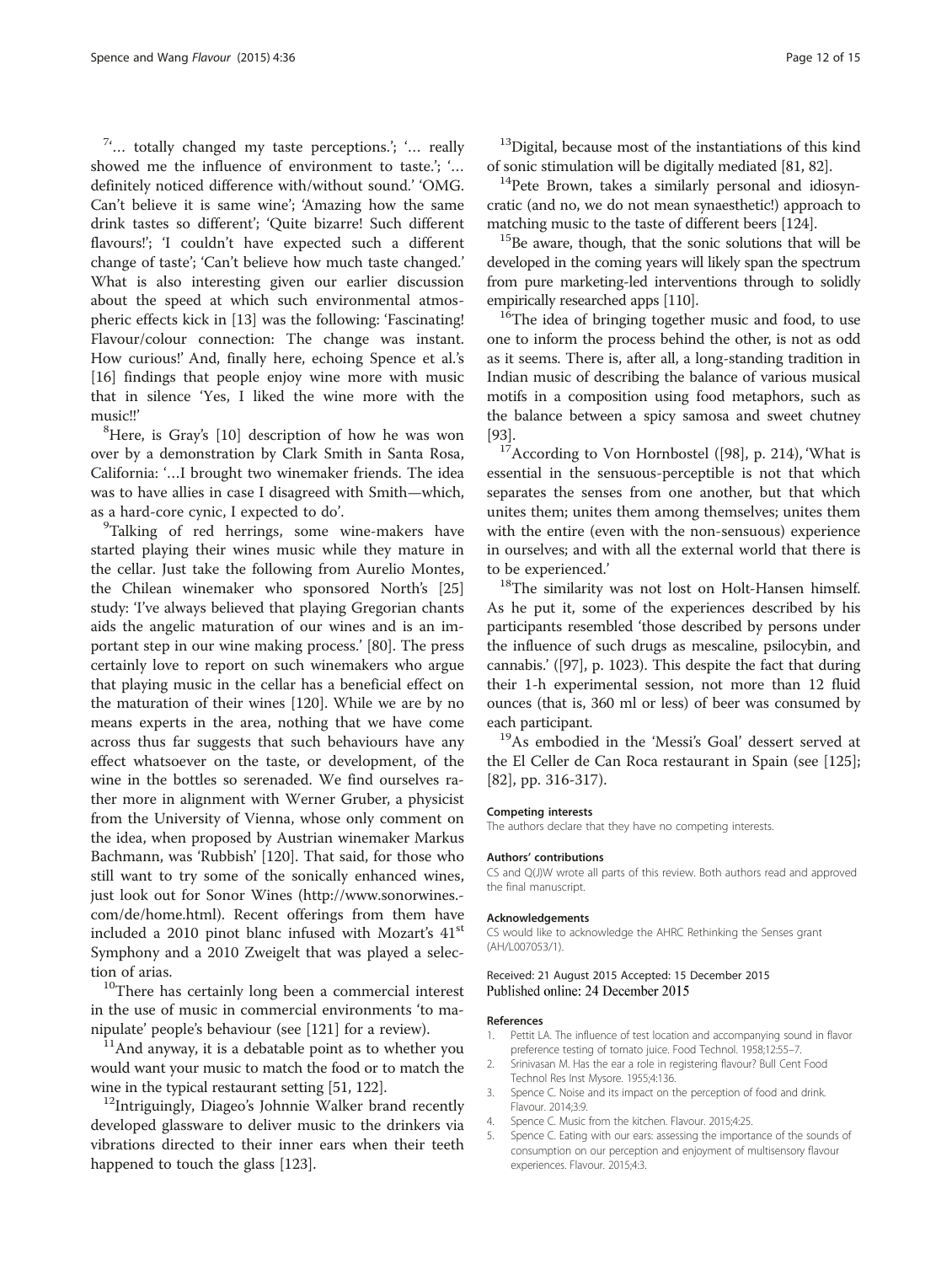[7]'… totally changed my taste perceptions.'; '… really showed me the influence of environment to taste.'; '… definitely noticed difference with/without sound.' 'OMG. Can't believe it is same wine'; 'Amazing how the same drink tastes so different'; 'Quite bizarre! Such different flavours!'; 'I couldn't have expected such a different change of taste'; 'Can't believe how much taste changed.' What is also interesting given our earlier discussion about the speed at which such environmental atmospheric effects kick in [13] was the following: 'Fascinating! Flavour/colour connection: The change was instant. How curious!' And, finally here, echoing Spence et al.'s [16] findings that people enjoy wine more with music that in silence 'Yes, I liked the wine more with the music!!'

[8]Here, is Gray's [10] description of how he was won over by a demonstration by Clark Smith in Santa Rosa, California: '…I brought two winemaker friends. The idea was to have allies in case I disagreed with Smith—which, as a hard-core cynic, I expected to do'.

[9]Talking of red herrings, some wine-makers have started playing their wines music while they mature in the cellar. Just take the following from Aurelio Montes, the Chilean winemaker who sponsored North's [25] study: 'I've always believed that playing Gregorian chants aids the angelic maturation of our wines and is an important step in our wine making process.' [80]. The press certainly love to report on such winemakers who argue that playing music in the cellar has a beneficial effect on the maturation of their wines [120]. While we are by no means experts in the area, nothing that we have come across thus far suggests that such behaviours have any effect whatsoever on the taste, or development, of the wine in the bottles so serenaded. We find ourselves rather more in alignment with Werner Gruber, a physicist from the University of Vienna, whose only comment on the idea, when proposed by Austrian winemaker Markus Bachmann, was 'Rubbish' [120]. That said, for those who still want to try some of the sonically enhanced wines, just look out for Sonor Wines (http://www.sonorwines.com/de/home.html). Recent offerings from them have included a 2010 pinot blanc infused with Mozart's 41[st] Symphony and a 2010 Zweigelt that was played a selection of arias.

[10]There has certainly long been a commercial interest in the use of music in commercial environments 'to manipulate' people's behaviour (see [121] for a review).

[11]And anyway, it is a debatable point as to whether you would want your music to match the food or to match the wine in the typical restaurant setting [51, 122].

[12]Intriguingly, Diageo's Johnnie Walker brand recently developed glassware to deliver music to the drinkers via vibrations directed to their inner ears when their teeth happened to touch the glass [123].

[13]Digital, because most of the instantiations of this kind of sonic stimulation will be digitally mediated [81, 82].

[14]Pete Brown, takes a similarly personal and idiosyncratic (and no, we do not mean synaesthetic!) approach to matching music to the taste of different beers [124].

[15]Be aware, though, that the sonic solutions that will be developed in the coming years will likely span the spectrum from pure marketing-led interventions through to solidly empirically researched apps [110].

[16]The idea of bringing together music and food, to use one to inform the process behind the other, is not as odd as it seems. There is, after all, a long-standing tradition in Indian music of describing the balance of various musical motifs in a composition using food metaphors, such as the balance between a spicy samosa and sweet chutney [93].

[17]According to Von Hornbostel ([98], p. 214), 'What is essential in the sensuous-perceptible is not that which separates the senses from one another, but that which unites them; unites them among themselves; unites them with the entire (even with the non-sensuous) experience in ourselves; and with all the external world that there is to be experienced.'

[18]The similarity was not lost on Holt-Hansen himself. As he put it, some of the experiences described by his participants resembled 'those described by persons under the influence of such drugs as mescaline, psilocybin, and cannabis.' ([97], p. 1023). This despite the fact that during their 1-h experimental session, not more than 12 fluid ounces (that is, 360 ml or less) of beer was consumed by each participant.

[19]As embodied in the 'Messi's Goal' dessert served at the El Celler de Can Roca restaurant in Spain (see [125]; [82], pp. 316-317).

#### Competing interests

The authors declare that they have no competing interests.

#### Authors' contributions

CS and Q(J)W wrote all parts of this review. Both authors read and approved the final manuscript.

#### Acknowledgements

CS would like to acknowledge the AHRC Rethinking the Senses grant (AH/L007053/1).

Received: 21 August 2015 Accepted: 15 December 2015
Published online: 24 December 2015

#### References

1. Pettit LA. The influence of test location and accompanying sound in flavor preference testing of tomato juice. Food Technol. 1958;12:55–7.
2. Srinivasan M. Has the ear a role in registering flavour? Bull Cent Food Technol Res Inst Mysore. 1955;4:136.
3. Spence C. Noise and its impact on the perception of food and drink. Flavour. 2014;3:9.
4. Spence C. Music from the kitchen. Flavour. 2015;4:25.
5. Spence C. Eating with our ears: assessing the importance of the sounds of consumption on our perception and enjoyment of multisensory flavour experiences. Flavour. 2015;4:3.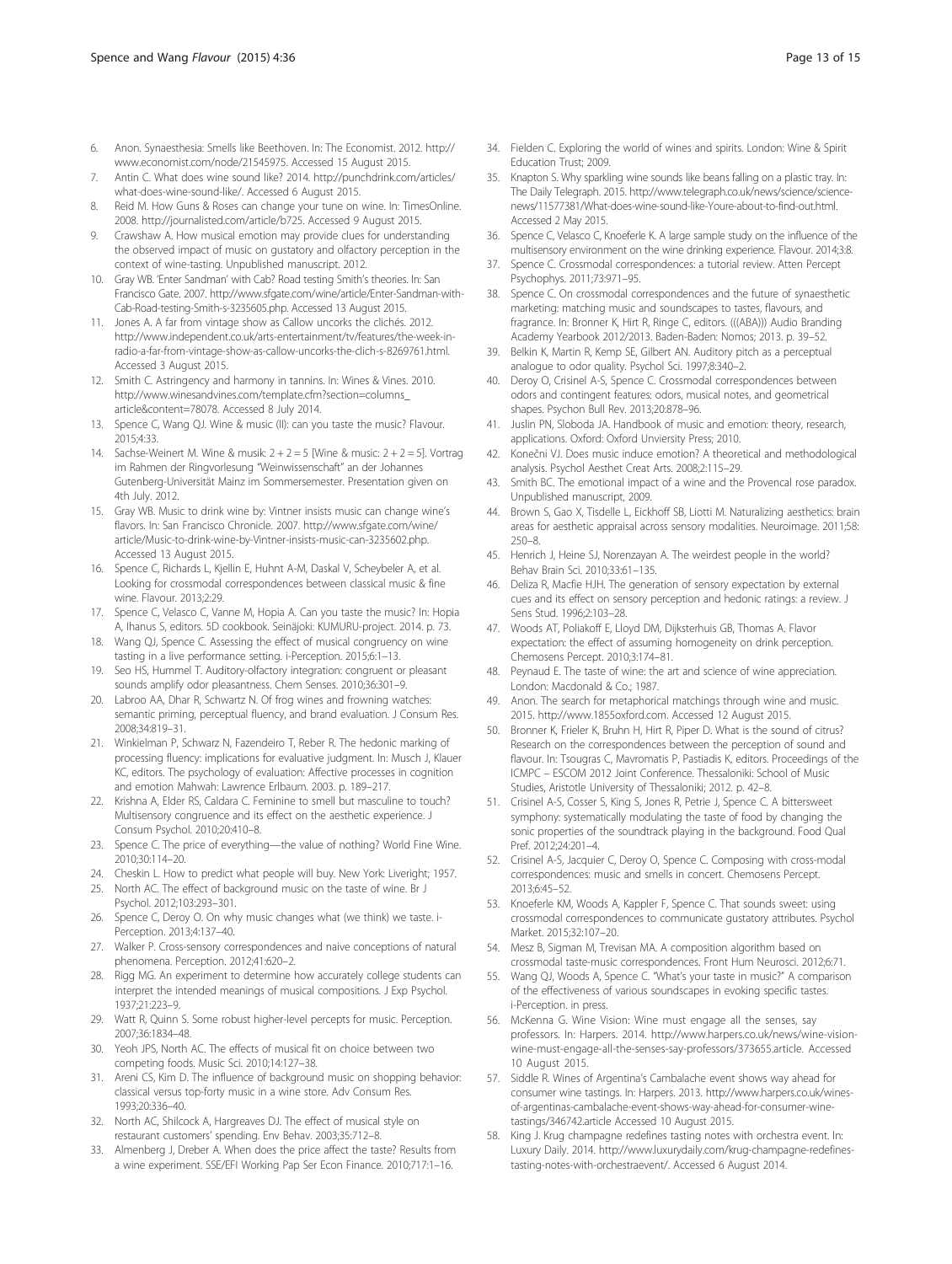6. Anon. Synaesthesia: Smells like Beethoven. In: The Economist. 2012. http://www.economist.com/node/21545975. Accessed 15 August 2015.
7. Antin C. What does wine sound like? 2014. http://punchdrink.com/articles/what-does-wine-sound-like/. Accessed 6 August 2015.
8. Reid M. How Guns & Roses can change your tune on wine. In: TimesOnline. 2008. http://journalisted.com/article/b725. Accessed 9 August 2015.
9. Crawshaw A. How musical emotion may provide clues for understanding the observed impact of music on gustatory and olfactory perception in the context of wine-tasting. Unpublished manuscript. 2012.
10. Gray WB. 'Enter Sandman' with Cab? Road testing Smith's theories. In: San Francisco Gate. 2007. http://www.sfgate.com/wine/article/Enter-Sandman-with-Cab-Road-testing-Smith-s-3235605.php. Accessed 13 August 2015.
11. Jones A. A far from vintage show as Callow uncorks the clichés. 2012. http://www.independent.co.uk/arts-entertainment/tv/features/the-week-in-radio-a-far-from-vintage-show-as-callow-uncorks-the-clich-s-8269761.html. Accessed 3 August 2015.
12. Smith C. Astringency and harmony in tannins. In: Wines & Vines. 2010. http://www.winesandvines.com/template.cfm?section=columns_article&content=78078. Accessed 8 July 2014.
13. Spence C, Wang QJ. Wine & music (II): can you taste the music? Flavour. 2015;4:33.
14. Sachse-Weinert M. Wine & musik: 2 + 2 = 5 [Wine & music: 2 + 2 = 5]. Vortrag im Rahmen der Ringvorlesung "Weinwissenschaft" an der Johannes Gutenberg-Universität Mainz im Sommersemester. Presentation given on 4th July. 2012.
15. Gray WB. Music to drink wine by: Vintner insists music can change wine's flavors. In: San Francisco Chronicle. 2007. http://www.sfgate.com/wine/article/Music-to-drink-wine-by-Vintner-insists-music-can-3235602.php. Accessed 13 August 2015.
16. Spence C, Richards L, Kjellin E, Huhnt A-M, Daskal V, Scheybeler A, et al. Looking for crossmodal correspondences between classical music & fine wine. Flavour. 2013;2:29.
17. Spence C, Velasco C, Vanne M, Hopia A. Can you taste the music? In: Hopia A, Ihanus S, editors. 5D cookbook. Seinäjoki: KUMURU-project. 2014. p. 73.
18. Wang QJ, Spence C. Assessing the effect of musical congruency on wine tasting in a live performance setting. i-Perception. 2015;6:1–13.
19. Seo HS, Hummel T. Auditory-olfactory integration: congruent or pleasant sounds amplify odor pleasantness. Chem Senses. 2010;36:301–9.
20. Labroo AA, Dhar R, Schwartz N. Of frog wines and frowning watches: semantic priming, perceptual fluency, and brand evaluation. J Consum Res. 2008;34:819–31.
21. Winkielman P, Schwarz N, Fazendeiro T, Reber R. The hedonic marking of processing fluency: implications for evaluative judgment. In: Musch J, Klauer KC, editors. The psychology of evaluation: Affective processes in cognition and emotion Mahwah: Lawrence Erlbaum. 2003. p. 189–217.
22. Krishna A, Elder RS, Caldara C. Feminine to smell but masculine to touch? Multisensory congruence and its effect on the aesthetic experience. J Consum Psychol. 2010;20:410–8.
23. Spence C. The price of everything—the value of nothing? World Fine Wine. 2010;30:114–20.
24. Cheskin L. How to predict what people will buy. New York: Liveright; 1957.
25. North AC. The effect of background music on the taste of wine. Br J Psychol. 2012;103:293–301.
26. Spence C, Deroy O. On why music changes what (we think) we taste. i-Perception. 2013;4:137–40.
27. Walker P. Cross-sensory correspondences and naive conceptions of natural phenomena. Perception. 2012;41:620–2.
28. Rigg MG. An experiment to determine how accurately college students can interpret the intended meanings of musical compositions. J Exp Psychol. 1937;21:223–9.
29. Watt R, Quinn S. Some robust higher-level percepts for music. Perception. 2007;36:1834–48.
30. Yeoh JPS, North AC. The effects of musical fit on choice between two competing foods. Music Sci. 2010;14:127–38.
31. Areni CS, Kim D. The influence of background music on shopping behavior: classical versus top-forty music in a wine store. Adv Consum Res. 1993;20:336–40.
32. North AC, Shilcock A, Hargreaves DJ. The effect of musical style on restaurant customers' spending. Env Behav. 2003;35:712–8.
33. Almenberg J, Dreber A. When does the price affect the taste? Results from a wine experiment. SSE/EFI Working Pap Ser Econ Finance. 2010;717:1–16.
34. Fielden C. Exploring the world of wines and spirits. London: Wine & Spirit Education Trust; 2009.
35. Knapton S. Why sparkling wine sounds like beans falling on a plastic tray. In: The Daily Telegraph. 2015. http://www.telegraph.co.uk/news/science/science-news/11577381/What-does-wine-sound-like-Youre-about-to-find-out.html. Accessed 2 May 2015.
36. Spence C, Velasco C, Knoeferle K. A large sample study on the influence of the multisensory environment on the wine drinking experience. Flavour. 2014;3:8.
37. Spence C. Crossmodal correspondences: a tutorial review. Atten Percept Psychophys. 2011;73:971–95.
38. Spence C. On crossmodal correspondences and the future of synaesthetic marketing: matching music and soundscapes to tastes, flavours, and fragrance. In: Bronner K, Hirt R, Ringe C, editors. (((ABA))) Audio Branding Academy Yearbook 2012/2013. Baden-Baden: Nomos; 2013. p. 39–52.
39. Belkin K, Martin R, Kemp SE, Gilbert AN. Auditory pitch as a perceptual analogue to odor quality. Psychol Sci. 1997;8:340–2.
40. Deroy O, Crisinel A-S, Spence C. Crossmodal correspondences between odors and contingent features: odors, musical notes, and geometrical shapes. Psychon Bull Rev. 2013;20:878–96.
41. Juslin PN, Sloboda JA. Handbook of music and emotion: theory, research, applications. Oxford: Oxford Unviersity Press; 2010.
42. Konečni VJ. Does music induce emotion? A theoretical and methodological analysis. Psychol Aesthet Creat Arts. 2008;2:115–29.
43. Smith BC. The emotional impact of a wine and the Provencal rose paradox. Unpublished manuscript, 2009.
44. Brown S, Gao X, Tisdelle L, Eickhoff SB, Liotti M. Naturalizing aesthetics: brain areas for aesthetic appraisal across sensory modalities. Neuroimage. 2011;58:250–8.
45. Henrich J, Heine SJ, Norenzayan A. The weirdest people in the world? Behav Brain Sci. 2010;33:61–135.
46. Deliza R, Macfie HJH. The generation of sensory expectation by external cues and its effect on sensory perception and hedonic ratings: a review. J Sens Stud. 1996;2:103–28.
47. Woods AT, Poliakoff E, Lloyd DM, Dijksterhuis GB, Thomas A. Flavor expectation: the effect of assuming homogeneity on drink perception. Chemosens Percept. 2010;3:174–81.
48. Peynaud E. The taste of wine: the art and science of wine appreciation. London: Macdonald & Co.; 1987.
49. Anon. The search for metaphorical matchings through wine and music. 2015. http://www.1855oxford.com. Accessed 12 August 2015.
50. Bronner K, Frieler K, Bruhn H, Hirt R, Piper D. What is the sound of citrus? Research on the correspondences between the perception of sound and flavour. In: Tsougras C, Mavromatis P, Pastiadis K, editors. Proceedings of the ICMPC – ESCOM 2012 Joint Conference. Thessaloniki: School of Music Studies, Aristotle University of Thessaloniki; 2012. p. 42–8.
51. Crisinel A-S, Cosser S, King S, Jones R, Petrie J, Spence C. A bittersweet symphony: systematically modulating the taste of food by changing the sonic properties of the soundtrack playing in the background. Food Qual Pref. 2012;24:201–4.
52. Crisinel A-S, Jacquier C, Deroy O, Spence C. Composing with cross-modal correspondences: music and smells in concert. Chemosens Percept. 2013;6:45–52.
53. Knoeferle KM, Woods A, Kappler F, Spence C. That sounds sweet: using crossmodal correspondences to communicate gustatory attributes. Psychol Market. 2015;32:107–20.
54. Mesz B, Sigman M, Trevisan MA. A composition algorithm based on crossmodal taste-music correspondences. Front Hum Neurosci. 2012;6:71.
55. Wang QJ, Woods A, Spence C. "What's your taste in music?" A comparison of the effectiveness of various soundscapes in evoking specific tastes. i-Perception. in press.
56. McKenna G. Wine Vision: Wine must engage all the senses, say professors. In: Harpers. 2014. http://www.harpers.co.uk/news/wine-vision-wine-must-engage-all-the-senses-say-professors/373655.article. Accessed 10 August 2015.
57. Siddle R. Wines of Argentina's Cambalache event shows way ahead for consumer wine tastings. In: Harpers. 2013. http://www.harpers.co.uk/wines-of-argentinas-cambalache-event-shows-way-ahead-for-consumer-wine-tastings/346742.article Accessed 10 August 2015.
58. King J. Krug champagne redefines tasting notes with orchestra event. In: Luxury Daily. 2014. http://www.luxurydaily.com/krug-champagne-redefines-tasting-notes-with-orchestraevent/. Accessed 6 August 2014.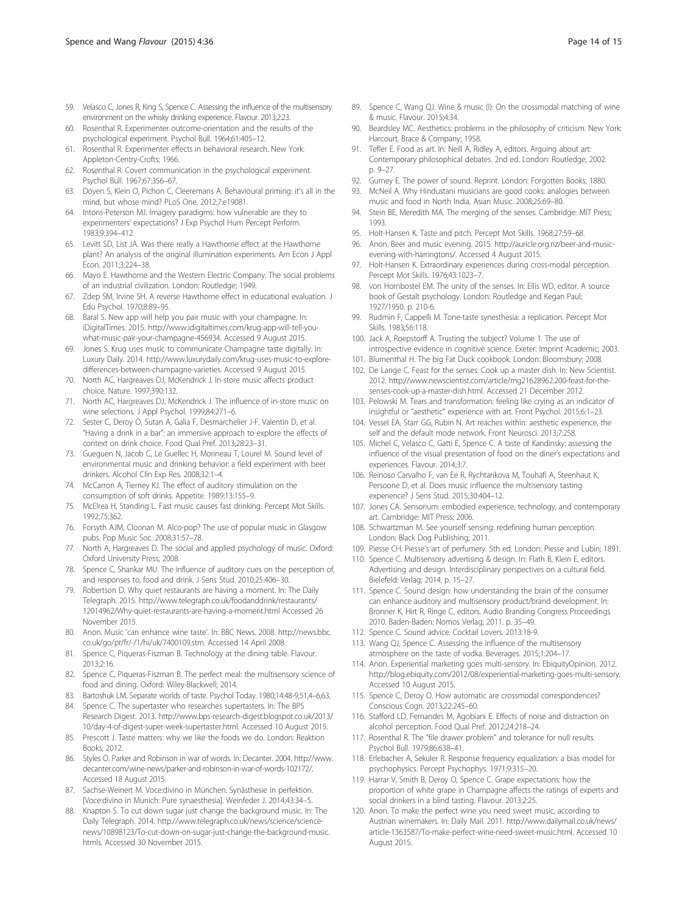59. Velasco C, Jones R, King S, Spence C. Assessing the influence of the multisensory environment on the whisky drinking experience. Flavour. 2013;2:23.
60. Rosenthal R. Experimenter outcome-orientation and the results of the psychological experiment. Psychol Bull. 1964;61:405–12.
61. Rosenthal R. Experimenter effects in behavioral research. New York: Appleton-Centry-Crofts; 1966.
62. Rosenthal R. Covert communication in the psychological experiment. Psychol Bull. 1967;67:356–67.
63. Doyen S, Klein O, Pichon C, Cleeremans A. Behavioural priming: it's all in the mind, but whose mind? PLoS One. 2012;7:e19081.
64. Intons-Peterson MJ. Imagery paradigms: how vulnerable are they to experimenters' expectations? J Exp Psychol Hum Percept Perform. 1983;9:394–412.
65. Levitt SD, List JA. Was there really a Hawthorne effect at the Hawthorne plant? An analysis of the original illumination experiments. Am Econ J Appl Econ. 2011;3:224–38.
66. Mayo E. Hawthorne and the Western Electric Company. The social problems of an industrial civilization. London: Routledge; 1949.
67. Zdep SM, Irvine SH. A reverse Hawthorne effect in educational evaluation. J Edu Psychol. 1970;8:89–95.
68. Baral S. New app will help you pair music with your champagne. In: iDigitalTimes. 2015. http://www.idigitaltimes.com/krug-app-will-tell-you-what-music-pair-your-champagne-456934. Accessed 9 August 2015.
69. Jones S. Krug uses music to communicate Champagne taste digitally. In: Luxury Daily. 2014. http://www.luxurydaily.com/krug-uses-music-to-explore-differences-between-champagne-varieties. Accessed 9 August 2015.
70. North AC, Hargreaves DJ, McKendrick J. In-store music affects product choice. Nature. 1997;390:132.
71. North AC, Hargreaves DJ, McKendrick J. The influence of in-store music on wine selections. J Appl Psychol. 1999;84:271–6.
72. Sester C, Deroy O, Sutan A, Galia F, Desmarchelier J-F, Valentin D, et al. "Having a drink in a bar": an immersive approach to explore the effects of context on drink choice. Food Qual Pref. 2013;28:23–31.
73. Gueguen N, Jacob C, Le Guellec H, Morineau T, Lourel M. Sound level of environmental music and drinking behavior: a field experiment with beer drinkers. Alcohol Clin Exp Res. 2008;32:1–4.
74. McCarron A, Tierney KJ. The effect of auditory stimulation on the consumption of soft drinks. Appetite. 1989;13:155–9.
75. McElrea H, Standing L. Fast music causes fast drinking. Percept Mot Skills. 1992;75:362.
76. Forsyth AJM, Cloonan M. Alco-pop? The use of popular music in Glasgow pubs. Pop Music Soc. 2008;31:57–78.
77. North A, Hargreaves D. The social and applied psychology of music. Oxford: Oxford University Press; 2008.
78. Spence C, Shankar MU. The influence of auditory cues on the perception of, and responses to, food and drink. J Sens Stud. 2010;25:406–30.
79. Robertson D. Why quiet restaurants are having a moment. In: The Daily Telegraph. 2015. http://www.telegraph.co.uk/foodanddrink/restaurants/12014962/Why-quiet-restaurants-are-having-a-moment.html Accessed 26 November 2015.
80. Anon. Music 'can enhance wine taste'. In: BBC News. 2008. http://news.bbc.co.uk/go/pr/fr/-/1/hi/uk/7400109.stm. Accessed 14 April 2008.
81. Spence C, Piqueras-Fiszman B. Technology at the dining table. Flavour. 2013;2:16.
82. Spence C, Piqueras-Fiszman B. The perfect meal: the multisensory science of food and dining. Oxford: Wiley-Blackwell; 2014.
83. Bartoshuk LM. Separate worlds of taste. Psychol Today. 1980;14:48-9,51,4–6,63.
84. Spence C. The supertaster who researches supertasters. In: The BPS Research Digest. 2013. http://www.bps-research-digest.blogspot.co.uk/2013/10/day-4-of-digest-super-week-supertaster.html. Accessed 10 August 2015.
85. Prescott J. Taste matters: why we like the foods we do. London: Reaktion Books; 2012.
86. Styles O. Parker and Robinson in war of words. In: Decanter. 2004. http://www.decanter.com/wine-news/parker-and-robinson-in-war-of-words-102172/. Accessed 18 August 2015.
87. Sachse-Weinert M. Voce:divino in München. Synästhesie in perfektion. [Voce:divino in Munich: Pure synaesthesia]. Weinfeder J. 2014;43:34–5.
88. Knapton S. To cut down sugar just change the background music. In: The Daily Telegraph. 2014. http://www.telegraph.co.uk/news/science/science-news/10898123/To-cut-down-on-sugar-just-change-the-background-music.htmls. Accessed 30 November 2015.
89. Spence C, Wang QJ. Wine & music (I): On the crossmodal matching of wine & music. Flavour. 2015;4:34.
90. Beardsley MC. Aesthetics: problems in the philosophy of criticism. New York: Harcourt, Brace & Company; 1958.
91. Tefler E. Food as art. In: Neill A, Ridley A, editors. Arguing about art: Contemporary philosophical debates. 2nd ed. London: Routledge; 2002. p. 9–27.
92. Gurney E. The power of sound. Reprint. London: Forgotten Books; 1880.
93. McNeil A. Why Hindustani musicians are good cooks: analogies between music and food in North India. Asian Music. 2008;25:69–80.
94. Stein BE, Meredith MA. The merging of the senses. Cambridge: MIT Press; 1993.
95. Holt-Hansen K. Taste and pitch. Percept Mot Skills. 1968;27:59–68.
96. Anon. Beer and music evening. 2015. http://auricle.org.nz/beer-and-music-evening-with-harringtons/. Accessed 4 August 2015.
97. Holt-Hansen K. Extraordinary experiences during cross-modal perception. Percept Mot Skills. 1976;43:1023–7.
98. von Hornbostel EM. The unity of the senses. In: Ellis WD, editor. A source book of Gestalt psychology. London: Routledge and Kegan Paul; 1927/1950. p. 210-6.
99. Rudmin F, Cappelli M. Tone-taste synesthesia: a replication. Percept Mot Skills. 1983;56:118.
100. Jack A, Roepstorff A. Trusting the subject? Volume 1. The use of introspective evidence in cognitive science. Exeter: Imprint Academic; 2003.
101. Blumenthal H. The big Fat Duck cookbook. London: Bloomsbury; 2008.
102. De Lange C. Feast for the senses: Cook up a master dish. In: New Scientist. 2012. http://www.newscientist.com/article/mg21628962.200-feast-for-the-senses-cook-up-a-master-dish.html. Accessed 21 December 2012.
103. Pelowski M. Tears and transformation: feeling like crying as an indicator of insightful or "aesthetic" experience with art. Front Psychol. 2015;6:1–23.
104. Vessel EA, Starr GG, Rubin N. Art reaches within: aesthetic experience, the self and the default mode network. Front Neurosci. 2013;7:258.
105. Michel C, Velasco C, Gatti E, Spence C. A taste of Kandinsky: assessing the influence of the visual presentation of food on the diner's expectations and experiences. Flavour. 2014;3:7.
106. Reinoso Carvalho F, van Ee R, Rychtarikova M, Touhafi A, Steenhaut K, Persoone D, et al. Does music influence the multisensory tasting experience? J Sens Stud. 2015;30:404–12.
107. Jones CA. Sensorium: embodied experience, technology, and contemporary art. Cambridge: MIT Press; 2006.
108. Schwartzman M. See yourself sensing: redefining human perception. London: Black Dog Publishing; 2011.
109. Piesse CH. Piesse's art of perfumery. 5th ed. London: Piesse and Lubin; 1891.
110. Spence C. Multisensory advertising & design. In: Flath B, Klein E, editors. Advertising and design. Interdisciplinary perspectives on a cultural field. Bielefeld: Verlag; 2014. p. 15–27.
111. Spence C. Sound design: how understanding the brain of the consumer can enhance auditory and multisensory product/brand development. In: Bronner K, Hirt R, Ringe C, editors. Audio Branding Congress Proceedings 2010. Baden-Baden: Nomos Verlag; 2011. p. 35–49.
112. Spence C. Sound advice. Cocktail Lovers. 2013:18-9.
113. Wang QJ, Spence C. Assessing the influence of the multisensory atmosphere on the taste of vodka. Beverages. 2015;1:204–17.
114. Anon. Experiential marketing goes multi-sensory. In: EbiquityOpinion. 2012. http://blog.ebiquity.com/2012/08/experiential-marketing-goes-multi-sensory. Accessed 10 August 2015.
115. Spence C, Deroy O. How automatic are crossmodal correspondences? Conscious Cogn. 2013;22:245–60.
116. Stafford LD, Fernandes M, Agobiani E. Effects of noise and distraction on alcohol perception. Food Qual Pref. 2012;24:218–24.
117. Rosenthal R. The "file drawer problem" and tolerance for null results. Psychol Bull. 1979;86:638–41.
118. Erlebacher A, Sekuler R. Response frequency equalization: a bias model for psychophysics. Percept Psychophys. 1971;9:315–20.
119. Harrar V, Smith B, Deroy O, Spence C. Grape expectations: how the proportion of white grape in Champagne affects the ratings of experts and social drinkers in a blind tasting. Flavour. 2013;2:25.
120. Anon. To make the perfect wine you need sweet music, according to Austrian winemakers. In: Daily Mail. 2011. http://www.dailymail.co.uk/news/article-1363587/To-make-perfect-wine-need-sweet-music.html. Accessed 10 August 2015.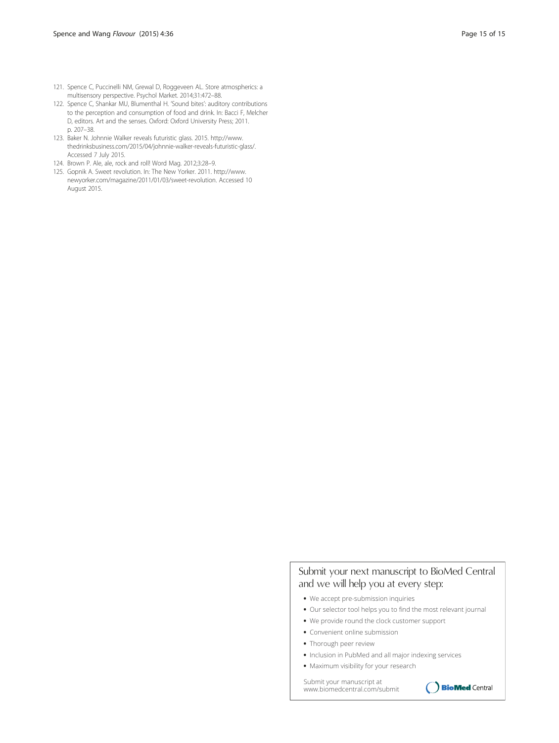121. Spence C, Puccinelli NM, Grewal D, Roggeveen AL. Store atmospherics: a multisensory perspective. Psychol Market. 2014;31:472–88.
122. Spence C, Shankar MU, Blumenthal H. 'Sound bites': auditory contributions to the perception and consumption of food and drink. In: Bacci F, Melcher D, editors. Art and the senses. Oxford: Oxford University Press; 2011. p. 207–38.
123. Baker N. Johnnie Walker reveals futuristic glass. 2015. http://www.thedrinksbusiness.com/2015/04/johnnie-walker-reveals-futuristic-glass/. Accessed 7 July 2015.
124. Brown P. Ale, ale, rock and roll! Word Mag. 2012;3:28–9.
125. Gopnik A. Sweet revolution. In: The New Yorker. 2011. http://www.newyorker.com/magazine/2011/01/03/sweet-revolution. Accessed 10 August 2015.

Submit your next manuscript to BioMed Central and we will help you at every step:

- We accept pre-submission inquiries
- Our selector tool helps you to find the most relevant journal
- We provide round the clock customer support
- Convenient online submission
- Thorough peer review
- Inclusion in PubMed and all major indexing services
- Maximum visibility for your research

Submit your manuscript at
www.biomedcentral.com/submit

BioMed Central